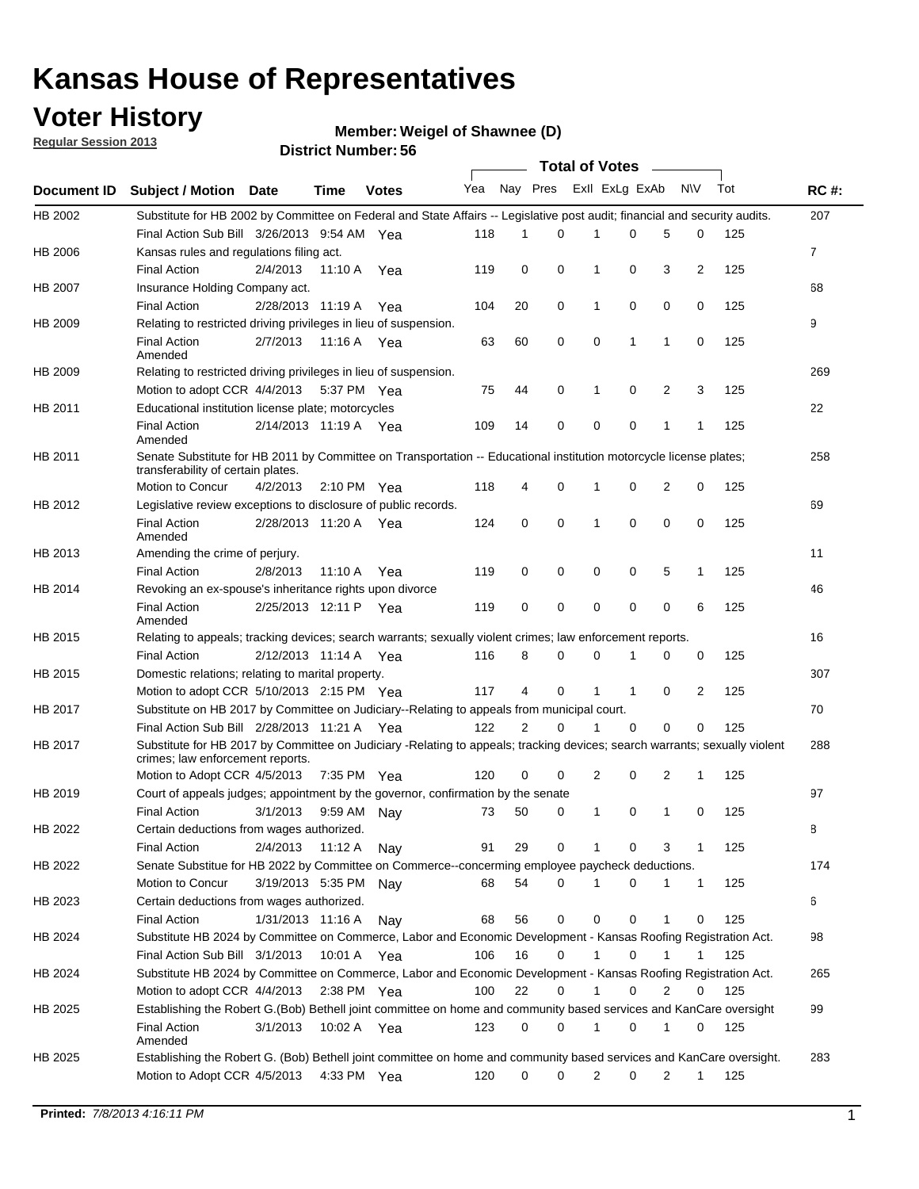# Kansas House of Representatives

## Voter History

**Regular Session 2013**

**Member: Weigel of Shawnee (D)**

**District Number: 56**

| Document ID | Subject / Motion | Date | Time | Votes | Yea | Nay | Pres | ExII | ExLg | ExAb | N\V | Tot | RC #: |
|---|---|---|---|---|---|---|---|---|---|---|---|---|---|
| HB 2002 | Substitute for HB 2002 by Committee on Federal and State Affairs -- Legislative post audit; financial and security audits. | | | | | | | | | | | | 207 |
| | Final Action Sub Bill | 3/26/2013 | 9:54 AM | Yea | 118 | 1 | 0 | 1 | 0 | 5 | 0 | 125 | |
| HB 2006 | Kansas rules and regulations filing act. | | | | | | | | | | | | 7 |
| | Final Action | 2/4/2013 | 11:10 A | Yea | 119 | 0 | 0 | 1 | 0 | 3 | 2 | 125 | |
| HB 2007 | Insurance Holding Company act. | | | | | | | | | | | | 68 |
| | Final Action | 2/28/2013 | 11:19 A | Yea | 104 | 20 | 0 | 1 | 0 | 0 | 0 | 125 | |
| HB 2009 | Relating to restricted driving privileges in lieu of suspension. | | | | | | | | | | | | 9 |
| | Final Action Amended | 2/7/2013 | 11:16 A | Yea | 63 | 60 | 0 | 0 | 1 | 1 | 0 | 125 | |
| HB 2009 | Relating to restricted driving privileges in lieu of suspension. | | | | | | | | | | | | 269 |
| | Motion to adopt CCR | 4/4/2013 | 5:37 PM | Yea | 75 | 44 | 0 | 1 | 0 | 2 | 3 | 125 | |
| HB 2011 | Educational institution license plate; motorcycles | | | | | | | | | | | | 22 |
| | Final Action Amended | 2/14/2013 | 11:19 A | Yea | 109 | 14 | 0 | 0 | 0 | 1 | 1 | 125 | |
| HB 2011 | Senate Substitute for HB 2011 by Committee on Transportation -- Educational institution motorcycle license plates; transferability of certain plates. | | | | | | | | | | | | 258 |
| | Motion to Concur | 4/2/2013 | 2:10 PM | Yea | 118 | 4 | 0 | 1 | 0 | 2 | 0 | 125 | |
| HB 2012 | Legislative review exceptions to disclosure of public records. | | | | | | | | | | | | 69 |
| | Final Action Amended | 2/28/2013 | 11:20 A | Yea | 124 | 0 | 0 | 1 | 0 | 0 | 0 | 125 | |
| HB 2013 | Amending the crime of perjury. | | | | | | | | | | | | 11 |
| | Final Action | 2/8/2013 | 11:10 A | Yea | 119 | 0 | 0 | 0 | 0 | 5 | 1 | 125 | |
| HB 2014 | Revoking an ex-spouse's inheritance rights upon divorce | | | | | | | | | | | | 46 |
| | Final Action Amended | 2/25/2013 | 12:11 P | Yea | 119 | 0 | 0 | 0 | 0 | 0 | 6 | 125 | |
| HB 2015 | Relating to appeals; tracking devices; search warrants; sexually violent crimes; law enforcement reports. | | | | | | | | | | | | 16 |
| | Final Action | 2/12/2013 | 11:14 A | Yea | 116 | 8 | 0 | 0 | 1 | 0 | 0 | 125 | |
| HB 2015 | Domestic relations; relating to marital property. | | | | | | | | | | | | 307 |
| | Motion to adopt CCR | 5/10/2013 | 2:15 PM | Yea | 117 | 4 | 0 | 1 | 1 | 0 | 2 | 125 | |
| HB 2017 | Substitute on HB 2017 by Committee on Judiciary--Relating to appeals from municipal court. | | | | | | | | | | | | 70 |
| | Final Action Sub Bill | 2/28/2013 | 11:21 A | Yea | 122 | 2 | 0 | 1 | 0 | 0 | 0 | 125 | |
| HB 2017 | Substitute for HB 2017 by Committee on Judiciary -Relating to appeals; tracking devices; search warrants; sexually violent crimes; law enforcement reports. | | | | | | | | | | | | 288 |
| | Motion to Adopt CCR | 4/5/2013 | 7:35 PM | Yea | 120 | 0 | 0 | 2 | 0 | 2 | 1 | 125 | |
| HB 2019 | Court of appeals judges; appointment by the governor, confirmation by the senate | | | | | | | | | | | | 97 |
| | Final Action | 3/1/2013 | 9:59 AM | Nay | 73 | 50 | 0 | 1 | 0 | 1 | 0 | 125 | |
| HB 2022 | Certain deductions from wages authorized. | | | | | | | | | | | | 8 |
| | Final Action | 2/4/2013 | 11:12 A | Nay | 91 | 29 | 0 | 1 | 0 | 3 | 1 | 125 | |
| HB 2022 | Senate Substitue for HB 2022 by Committee on Commerce--concerning employee paycheck deductions. | | | | | | | | | | | | 174 |
| | Motion to Concur | 3/19/2013 | 5:35 PM | Nay | 68 | 54 | 0 | 1 | 0 | 1 | 1 | 125 | |
| HB 2023 | Certain deductions from wages authorized. | | | | | | | | | | | | 6 |
| | Final Action | 1/31/2013 | 11:16 A | Nay | 68 | 56 | 0 | 0 | 0 | 1 | 0 | 125 | |
| HB 2024 | Substitute HB 2024 by Committee on Commerce, Labor and Economic Development - Kansas Roofing Registration Act. | | | | | | | | | | | | 98 |
| | Final Action Sub Bill | 3/1/2013 | 10:01 A | Yea | 106 | 16 | 0 | 1 | 0 | 1 | 1 | 125 | |
| HB 2024 | Substitute HB 2024 by Committee on Commerce, Labor and Economic Development - Kansas Roofing Registration Act. | | | | | | | | | | | | 265 |
| | Motion to adopt CCR | 4/4/2013 | 2:38 PM | Yea | 100 | 22 | 0 | 1 | 0 | 2 | 0 | 125 | |
| HB 2025 | Establishing the Robert G.(Bob) Bethell joint committee on home and community based services and KanCare oversight | | | | | | | | | | | | 99 |
| | Final Action Amended | 3/1/2013 | 10:02 A | Yea | 123 | 0 | 0 | 1 | 0 | 1 | 0 | 125 | |
| HB 2025 | Establishing the Robert G. (Bob) Bethell joint committee on home and community based services and KanCare oversight. | | | | | | | | | | | | 283 |
| | Motion to Adopt CCR | 4/5/2013 | 4:33 PM | Yea | 120 | 0 | 0 | 2 | 0 | 2 | 1 | 125 | |

**Printed:** *7/8/2013 4:16:11 PM*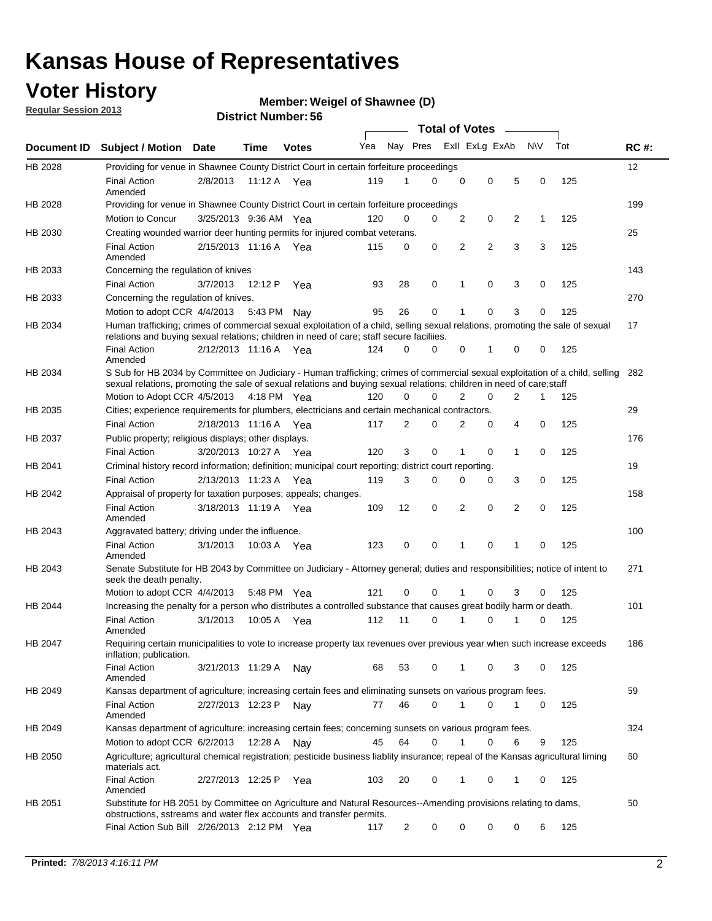# Kansas House of Representatives

## Voter History

**Regular Session 2013**

**Member: Weigel of Shawnee (D)**

**District Number: 56**

| Document ID | Subject / Motion | Date | Time | Votes | Yea | Nay | Pres | ExII | ExLg | ExAb | N\V | Tot | RC #: |
|---|---|---|---|---|---|---|---|---|---|---|---|---|---|
| HB 2028 | Providing for venue in Shawnee County District Court in certain forfeiture proceedings | | | | | | | | | | | | 12 |
| | Final Action Amended | 2/8/2013 | 11:12 A | Yea | 119 | 1 | 0 | 0 | 0 | 5 | 0 | 125 | |
| HB 2028 | Providing for venue in Shawnee County District Court in certain forfeiture proceedings | | | | | | | | | | | | 199 |
| | Motion to Concur | 3/25/2013 | 9:36 AM | Yea | 120 | 0 | 0 | 2 | 0 | 2 | 1 | 125 | |
| HB 2030 | Creating wounded warrior deer hunting permits for injured combat veterans. | | | | | | | | | | | | 25 |
| | Final Action Amended | 2/15/2013 | 11:16 A | Yea | 115 | 0 | 0 | 2 | 2 | 3 | 3 | 125 | |
| HB 2033 | Concerning the regulation of knives | | | | | | | | | | | | 143 |
| | Final Action | 3/7/2013 | 12:12 P | Yea | 93 | 28 | 0 | 1 | 0 | 3 | 0 | 125 | |
| HB 2033 | Concerning the regulation of knives. | | | | | | | | | | | | 270 |
| | Motion to adopt CCR | 4/4/2013 | 5:43 PM | Nay | 95 | 26 | 0 | 1 | 0 | 3 | 0 | 125 | |
| HB 2034 | Human trafficking; crimes of commercial sexual exploitation of a child, selling sexual relations, promoting the sale of sexual relations and buying sexual relations; children in need of care; staff secure faciliies. | | | | | | | | | | | | 17 |
| | Final Action Amended | 2/12/2013 | 11:16 A | Yea | 124 | 0 | 0 | 0 | 1 | 0 | 0 | 125 | |
| HB 2034 | S Sub for HB 2034 by Committee on Judiciary - Human trafficking; crimes of commercial sexual exploitation of a child, selling sexual relations, promoting the sale of sexual relations and buying sexual relations; children in need of care;staff | | | | | | | | | | | | 282 |
| | Motion to Adopt CCR | 4/5/2013 | 4:18 PM | Yea | 120 | 0 | 0 | 2 | 0 | 2 | 1 | 125 | |
| HB 2035 | Cities; experience requirements for plumbers, electricians and certain mechanical contractors. | | | | | | | | | | | | 29 |
| | Final Action | 2/18/2013 | 11:16 A | Yea | 117 | 2 | 0 | 2 | 0 | 4 | 0 | 125 | |
| HB 2037 | Public property; religious displays; other displays. | | | | | | | | | | | | 176 |
| | Final Action | 3/20/2013 | 10:27 A | Yea | 120 | 3 | 0 | 1 | 0 | 1 | 0 | 125 | |
| HB 2041 | Criminal history record information; definition; municipal court reporting; district court reporting. | | | | | | | | | | | | 19 |
| | Final Action | 2/13/2013 | 11:23 A | Yea | 119 | 3 | 0 | 0 | 0 | 3 | 0 | 125 | |
| HB 2042 | Appraisal of property for taxation purposes; appeals; changes. | | | | | | | | | | | | 158 |
| | Final Action Amended | 3/18/2013 | 11:19 A | Yea | 109 | 12 | 0 | 2 | 0 | 2 | 0 | 125 | |
| HB 2043 | Aggravated battery; driving under the influence. | | | | | | | | | | | | 100 |
| | Final Action Amended | 3/1/2013 | 10:03 A | Yea | 123 | 0 | 0 | 1 | 0 | 1 | 0 | 125 | |
| HB 2043 | Senate Substitute for HB 2043 by Committee on Judiciary - Attorney general; duties and responsibilities; notice of intent to seek the death penalty. | | | | | | | | | | | | 271 |
| | Motion to adopt CCR | 4/4/2013 | 5:48 PM | Yea | 121 | 0 | 0 | 1 | 0 | 3 | 0 | 125 | |
| HB 2044 | Increasing the penalty for a person who distributes a controlled substance that causes great bodily harm or death. | | | | | | | | | | | | 101 |
| | Final Action Amended | 3/1/2013 | 10:05 A | Yea | 112 | 11 | 0 | 1 | 0 | 1 | 0 | 125 | |
| HB 2047 | Requiring certain municipalities to vote to increase property tax revenues over previous year when such increase exceeds inflation; publication. | | | | | | | | | | | | 186 |
| | Final Action Amended | 3/21/2013 | 11:29 A | Nay | 68 | 53 | 0 | 1 | 0 | 3 | 0 | 125 | |
| HB 2049 | Kansas department of agriculture; increasing certain fees and eliminating sunsets on various program fees. | | | | | | | | | | | | 59 |
| | Final Action Amended | 2/27/2013 | 12:23 P | Nay | 77 | 46 | 0 | 1 | 0 | 1 | 0 | 125 | |
| HB 2049 | Kansas department of agriculture; increasing certain fees; concerning sunsets on various program fees. | | | | | | | | | | | | 324 |
| | Motion to adopt CCR | 6/2/2013 | 12:28 A | Nay | 45 | 64 | 0 | 1 | 0 | 6 | 9 | 125 | |
| HB 2050 | Agriculture; agricultural chemical registration; pesticide business liablity insurance; repeal of the Kansas agricultural liming materials act. | | | | | | | | | | | | 60 |
| | Final Action Amended | 2/27/2013 | 12:25 P | Yea | 103 | 20 | 0 | 1 | 0 | 1 | 0 | 125 | |
| HB 2051 | Substitute for HB 2051 by Committee on Agriculture and Natural Resources--Amending provisions relating to dams, obstructions, sstreams and water flex accounts and transfer permits. | | | | | | | | | | | | 50 |
| | Final Action Sub Bill | 2/26/2013 | 2:12 PM | Yea | 117 | 2 | 0 | 0 | 0 | 0 | 6 | 125 | |

**Printed:** *7/8/2013 4:16:11 PM*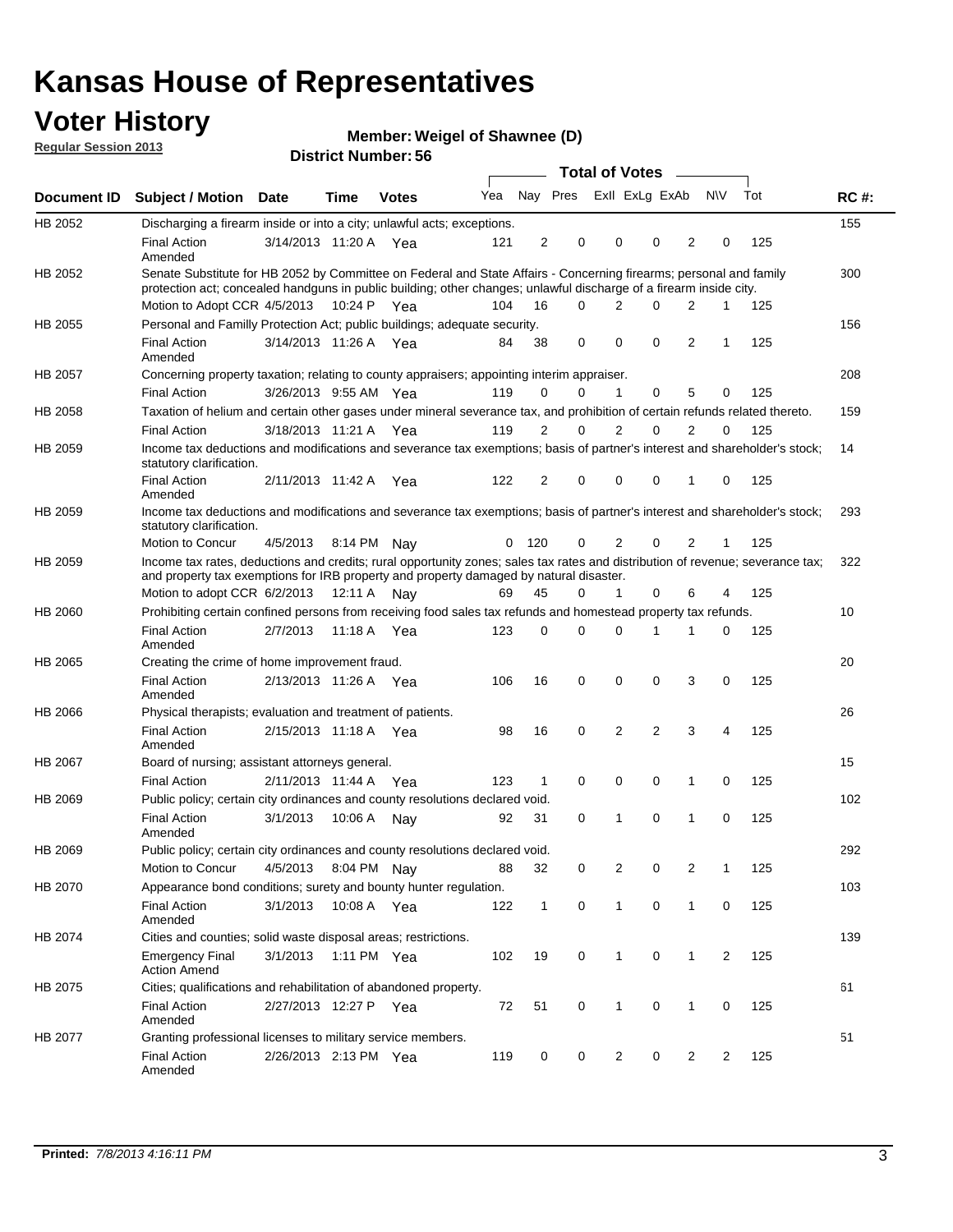# Kansas House of Representatives

## Voter History

**Regular Session 2013**

**Member: Weigel of Shawnee (D)**

**District Number: 56**

| Document ID | Subject / Motion | Date | Time | Votes | Yea | Nay | Pres | ExII | ExLg | ExAb | N\V | Tot | RC #: |
|---|---|---|---|---|---|---|---|---|---|---|---|---|---|
| HB 2052 | Discharging a firearm inside or into a city; unlawful acts; exceptions. | | | | | | | | | | | | 155 |
| | Final Action Amended | 3/14/2013 | 11:20 A | Yea | 121 | 2 | 0 | 0 | 0 | 2 | 0 | 125 | |
| HB 2052 | Senate Substitute for HB 2052 by Committee on Federal and State Affairs - Concerning firearms; personal and family protection act; concealed handguns in public building; other changes; unlawful discharge of a firearm inside city. | | | | | | | | | | | | 300 |
| | Motion to Adopt CCR | 4/5/2013 | 10:24 P | Yea | 104 | 16 | 0 | 2 | 0 | 2 | 1 | 125 | |
| HB 2055 | Personal and Familly Protection Act; public buildings; adequate security. | | | | | | | | | | | | 156 |
| | Final Action Amended | 3/14/2013 | 11:26 A | Yea | 84 | 38 | 0 | 0 | 0 | 2 | 1 | 125 | |
| HB 2057 | Concerning property taxation; relating to county appraisers; appointing interim appraiser. | | | | | | | | | | | | 208 |
| | Final Action | 3/26/2013 | 9:55 AM | Yea | 119 | 0 | 0 | 1 | 0 | 5 | 0 | 125 | |
| HB 2058 | Taxation of helium and certain other gases under mineral severance tax, and prohibition of certain refunds related thereto. | | | | | | | | | | | | 159 |
| | Final Action | 3/18/2013 | 11:21 A | Yea | 119 | 2 | 0 | 2 | 0 | 2 | 0 | 125 | |
| HB 2059 | Income tax deductions and modifications and severance tax exemptions; basis of partner's interest and shareholder's stock; statutory clarification. | | | | | | | | | | | | 14 |
| | Final Action Amended | 2/11/2013 | 11:42 A | Yea | 122 | 2 | 0 | 0 | 0 | 1 | 0 | 125 | |
| HB 2059 | Income tax deductions and modifications and severance tax exemptions; basis of partner's interest and shareholder's stock; statutory clarification. | | | | | | | | | | | | 293 |
| | Motion to Concur | 4/5/2013 | 8:14 PM | Nay | 0 | 120 | 0 | 2 | 0 | 2 | 1 | 125 | |
| HB 2059 | Income tax rates, deductions and credits; rural opportunity zones; sales tax rates and distribution of revenue; severance tax; and property tax exemptions for IRB property and property damaged by natural disaster. | | | | | | | | | | | | 322 |
| | Motion to adopt CCR | 6/2/2013 | 12:11 A | Nay | 69 | 45 | 0 | 1 | 0 | 6 | 4 | 125 | |
| HB 2060 | Prohibiting certain confined persons from receiving food sales tax refunds and homestead property tax refunds. | | | | | | | | | | | | 10 |
| | Final Action Amended | 2/7/2013 | 11:18 A | Yea | 123 | 0 | 0 | 0 | 1 | 1 | 0 | 125 | |
| HB 2065 | Creating the crime of home improvement fraud. | | | | | | | | | | | | 20 |
| | Final Action Amended | 2/13/2013 | 11:26 A | Yea | 106 | 16 | 0 | 0 | 0 | 3 | 0 | 125 | |
| HB 2066 | Physical therapists; evaluation and treatment of patients. | | | | | | | | | | | | 26 |
| | Final Action Amended | 2/15/2013 | 11:18 A | Yea | 98 | 16 | 0 | 2 | 2 | 3 | 4 | 125 | |
| HB 2067 | Board of nursing; assistant attorneys general. | | | | | | | | | | | | 15 |
| | Final Action | 2/11/2013 | 11:44 A | Yea | 123 | 1 | 0 | 0 | 0 | 1 | 0 | 125 | |
| HB 2069 | Public policy; certain city ordinances and county resolutions declared void. | | | | | | | | | | | | 102 |
| | Final Action Amended | 3/1/2013 | 10:06 A | Nay | 92 | 31 | 0 | 1 | 0 | 1 | 0 | 125 | |
| HB 2069 | Public policy; certain city ordinances and county resolutions declared void. | | | | | | | | | | | | 292 |
| | Motion to Concur | 4/5/2013 | 8:04 PM | Nay | 88 | 32 | 0 | 2 | 0 | 2 | 1 | 125 | |
| HB 2070 | Appearance bond conditions; surety and bounty hunter regulation. | | | | | | | | | | | | 103 |
| | Final Action Amended | 3/1/2013 | 10:08 A | Yea | 122 | 1 | 0 | 1 | 0 | 1 | 0 | 125 | |
| HB 2074 | Cities and counties; solid waste disposal areas; restrictions. | | | | | | | | | | | | 139 |
| | Emergency Final Action Amend | 3/1/2013 | 1:11 PM | Yea | 102 | 19 | 0 | 1 | 0 | 1 | 2 | 125 | |
| HB 2075 | Cities; qualifications and rehabilitation of abandoned property. | | | | | | | | | | | | 61 |
| | Final Action Amended | 2/27/2013 | 12:27 P | Yea | 72 | 51 | 0 | 1 | 0 | 1 | 0 | 125 | |
| HB 2077 | Granting professional licenses to military service members. | | | | | | | | | | | | 51 |
| | Final Action Amended | 2/26/2013 | 2:13 PM | Yea | 119 | 0 | 0 | 2 | 0 | 2 | 2 | 125 | |

**Printed:** *7/8/2013 4:16:11 PM*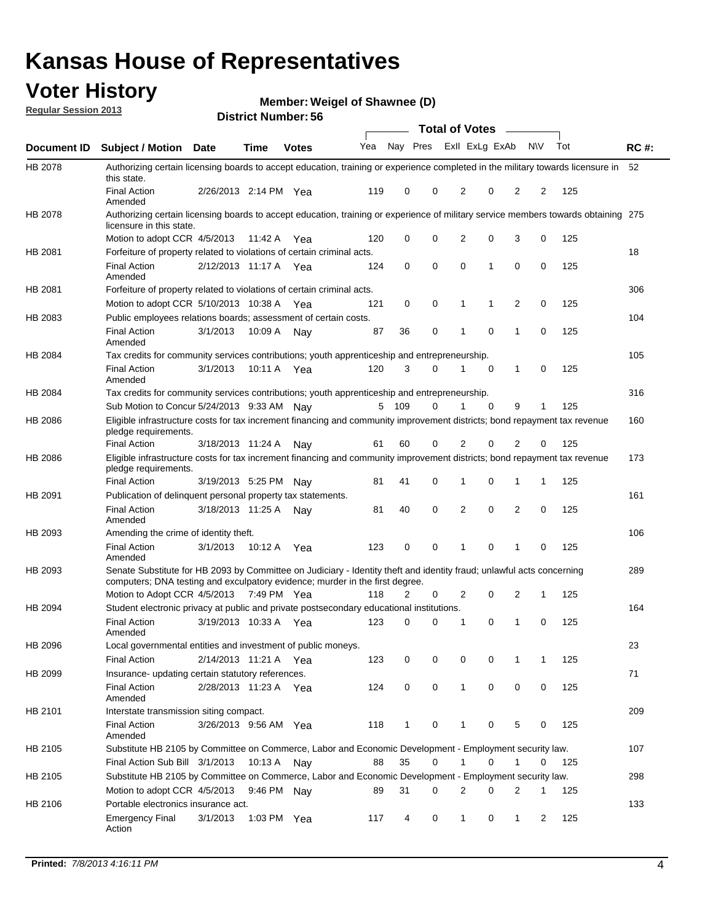# Kansas House of Representatives

## Voter History

**Regular Session 2013**

**Member: Weigel of Shawnee (D)**

**District Number: 56**

| Document ID | Subject / Motion | Date | Time | Votes | Yea | Nay | Pres | ExII | ExLg | ExAb | N\V | Tot | RC #: |
|---|---|---|---|---|---|---|---|---|---|---|---|---|---|
| HB 2078 | Authorizing certain licensing boards to accept education, training or experience completed in the military towards licensure in this state. | | | | | | | | | | | | 52 |
| | Final Action Amended | 2/26/2013 | 2:14 PM | Yea | 119 | 0 | 0 | 2 | 0 | 2 | 2 | 125 | |
| HB 2078 | Authorizing certain licensing boards to accept education, training or experience of military service members towards obtaining licensure in this state. | | | | | | | | | | | | 275 |
| | Motion to adopt CCR | 4/5/2013 | 11:42 A | Yea | 120 | 0 | 0 | 2 | 0 | 3 | 0 | 125 | |
| HB 2081 | Forfeiture of property related to violations of certain criminal acts. | | | | | | | | | | | | 18 |
| | Final Action Amended | 2/12/2013 | 11:17 A | Yea | 124 | 0 | 0 | 0 | 1 | 0 | 0 | 125 | |
| HB 2081 | Forfeiture of property related to violations of certain criminal acts. | | | | | | | | | | | | 306 |
| | Motion to adopt CCR | 5/10/2013 | 10:38 A | Yea | 121 | 0 | 0 | 1 | 1 | 2 | 0 | 125 | |
| HB 2083 | Public employees relations boards; assessment of certain costs. | | | | | | | | | | | | 104 |
| | Final Action Amended | 3/1/2013 | 10:09 A | Nay | 87 | 36 | 0 | 1 | 0 | 1 | 0 | 125 | |
| HB 2084 | Tax credits for community services contributions; youth apprenticeship and entrepreneurship. | | | | | | | | | | | | 105 |
| | Final Action Amended | 3/1/2013 | 10:11 A | Yea | 120 | 3 | 0 | 1 | 0 | 1 | 0 | 125 | |
| HB 2084 | Tax credits for community services contributions; youth apprenticeship and entrepreneurship. | | | | | | | | | | | | 316 |
| | Sub Motion to Concur | 5/24/2013 | 9:33 AM | Nay | 5 | 109 | 0 | 1 | 0 | 9 | 1 | 125 | |
| HB 2086 | Eligible infrastructure costs for tax increment financing and community improvement districts; bond repayment tax revenue pledge requirements. | | | | | | | | | | | | 160 |
| | Final Action | 3/18/2013 | 11:24 A | Nay | 61 | 60 | 0 | 2 | 0 | 2 | 0 | 125 | |
| HB 2086 | Eligible infrastructure costs for tax increment financing and community improvement districts; bond repayment tax revenue pledge requirements. | | | | | | | | | | | | 173 |
| | Final Action | 3/19/2013 | 5:25 PM | Nay | 81 | 41 | 0 | 1 | 0 | 1 | 1 | 125 | |
| HB 2091 | Publication of delinquent personal property tax statements. | | | | | | | | | | | | 161 |
| | Final Action Amended | 3/18/2013 | 11:25 A | Nay | 81 | 40 | 0 | 2 | 0 | 2 | 0 | 125 | |
| HB 2093 | Amending the crime of identity theft. | | | | | | | | | | | | 106 |
| | Final Action Amended | 3/1/2013 | 10:12 A | Yea | 123 | 0 | 0 | 1 | 0 | 1 | 0 | 125 | |
| HB 2093 | Senate Substitute for HB 2093 by Committee on Judiciary - Identity theft and identity fraud; unlawful acts concerning computers; DNA testing and exculpatory evidence; murder in the first degree. | | | | | | | | | | | | 289 |
| | Motion to Adopt CCR | 4/5/2013 | 7:49 PM | Yea | 118 | 2 | 0 | 2 | 0 | 2 | 1 | 125 | |
| HB 2094 | Student electronic privacy at public and private postsecondary educational institutions. | | | | | | | | | | | | 164 |
| | Final Action Amended | 3/19/2013 | 10:33 A | Yea | 123 | 0 | 0 | 1 | 0 | 1 | 0 | 125 | |
| HB 2096 | Local governmental entities and investment of public moneys. | | | | | | | | | | | | 23 |
| | Final Action | 2/14/2013 | 11:21 A | Yea | 123 | 0 | 0 | 0 | 0 | 1 | 1 | 125 | |
| HB 2099 | Insurance- updating certain statutory references. | | | | | | | | | | | | 71 |
| | Final Action Amended | 2/28/2013 | 11:23 A | Yea | 124 | 0 | 0 | 1 | 0 | 0 | 0 | 125 | |
| HB 2101 | Interstate transmission siting compact. | | | | | | | | | | | | 209 |
| | Final Action Amended | 3/26/2013 | 9:56 AM | Yea | 118 | 1 | 0 | 1 | 0 | 5 | 0 | 125 | |
| HB 2105 | Substitute HB 2105 by Committee on Commerce, Labor and Economic Development - Employment security law. | | | | | | | | | | | | 107 |
| | Final Action Sub Bill | 3/1/2013 | 10:13 A | Nay | 88 | 35 | 0 | 1 | 0 | 1 | 0 | 125 | |
| HB 2105 | Substitute HB 2105 by Committee on Commerce, Labor and Economic Development - Employment security law. | | | | | | | | | | | | 298 |
| | Motion to adopt CCR | 4/5/2013 | 9:46 PM | Nay | 89 | 31 | 0 | 2 | 0 | 2 | 1 | 125 | |
| HB 2106 | Portable electronics insurance act. | | | | | | | | | | | | 133 |
| | Emergency Final Action | 3/1/2013 | 1:03 PM | Yea | 117 | 4 | 0 | 1 | 0 | 1 | 2 | 125 | |

**Printed:** *7/8/2013 4:16:11 PM*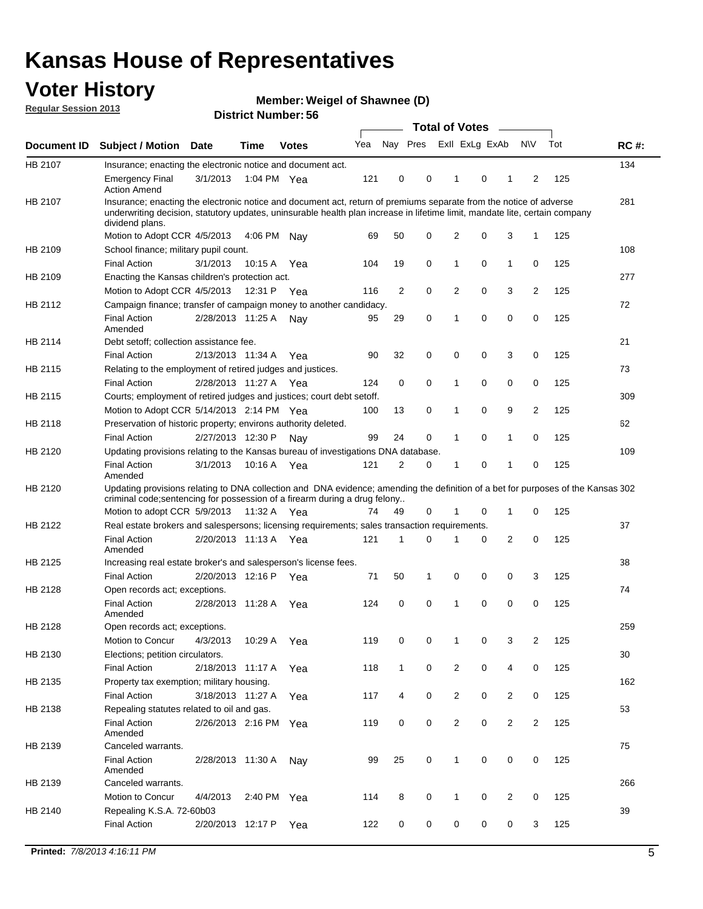# Kansas House of Representatives

## Voter History

**Regular Session 2013**

**Member: Weigel of Shawnee (D)**

**District Number: 56**

| Document ID | Subject / Motion | Date | Time | Votes | Yea | Nay | Pres | ExII | ExLg | ExAb | N\V | Tot | RC #: |
|---|---|---|---|---|---|---|---|---|---|---|---|---|---|
| HB 2107 | Insurance; enacting the electronic notice and document act. | | | | | | | | | | | | 134 |
| | Emergency Final Action Amend | 3/1/2013 | 1:04 PM | Yea | 121 | 0 | 0 | 1 | 0 | 1 | 2 | 125 | |
| HB 2107 | Insurance; enacting the electronic notice and document act, return of premiums separate from the notice of adverse underwriting decision, statutory updates, uninsurable health plan increase in lifetime limit, mandate lite, certain company dividend plans. | | | | | | | | | | | | 281 |
| | Motion to Adopt CCR | 4/5/2013 | 4:06 PM | Nay | 69 | 50 | 0 | 2 | 0 | 3 | 1 | 125 | |
| HB 2109 | School finance; military pupil count. | | | | | | | | | | | | 108 |
| | Final Action | 3/1/2013 | 10:15 A | Yea | 104 | 19 | 0 | 1 | 0 | 1 | 0 | 125 | |
| HB 2109 | Enacting the Kansas children's protection act. | | | | | | | | | | | | 277 |
| | Motion to Adopt CCR | 4/5/2013 | 12:31 P | Yea | 116 | 2 | 0 | 2 | 0 | 3 | 2 | 125 | |
| HB 2112 | Campaign finance; transfer of campaign money to another candidacy. | | | | | | | | | | | | 72 |
| | Final Action Amended | 2/28/2013 | 11:25 A | Nay | 95 | 29 | 0 | 1 | 0 | 0 | 0 | 125 | |
| HB 2114 | Debt setoff; collection assistance fee. | | | | | | | | | | | | 21 |
| | Final Action | 2/13/2013 | 11:34 A | Yea | 90 | 32 | 0 | 0 | 0 | 3 | 0 | 125 | |
| HB 2115 | Relating to the employment of retired judges and justices. | | | | | | | | | | | | 73 |
| | Final Action | 2/28/2013 | 11:27 A | Yea | 124 | 0 | 0 | 1 | 0 | 0 | 0 | 125 | |
| HB 2115 | Courts; employment of retired judges and justices; court debt setoff. | | | | | | | | | | | | 309 |
| | Motion to Adopt CCR | 5/14/2013 | 2:14 PM | Yea | 100 | 13 | 0 | 1 | 0 | 9 | 2 | 125 | |
| HB 2118 | Preservation of historic property; environs authority deleted. | | | | | | | | | | | | 62 |
| | Final Action | 2/27/2013 | 12:30 P | Nay | 99 | 24 | 0 | 1 | 0 | 1 | 0 | 125 | |
| HB 2120 | Updating provisions relating to the Kansas bureau of investigations DNA database. | | | | | | | | | | | | 109 |
| | Final Action Amended | 3/1/2013 | 10:16 A | Yea | 121 | 2 | 0 | 1 | 0 | 1 | 0 | 125 | |
| HB 2120 | Updating provisions relating to DNA collection and DNA evidence; amending the definition of a bet for purposes of the Kansas criminal code;sentencing for possession of a firearm during a drug felony.. | | | | | | | | | | | | 302 |
| | Motion to adopt CCR | 5/9/2013 | 11:32 A | Yea | 74 | 49 | 0 | 1 | 0 | 1 | 0 | 125 | |
| HB 2122 | Real estate brokers and salespersons; licensing requirements; sales transaction requirements. | | | | | | | | | | | | 37 |
| | Final Action Amended | 2/20/2013 | 11:13 A | Yea | 121 | 1 | 0 | 1 | 0 | 2 | 0 | 125 | |
| HB 2125 | Increasing real estate broker's and salesperson's license fees. | | | | | | | | | | | | 38 |
| | Final Action | 2/20/2013 | 12:16 P | Yea | 71 | 50 | 1 | 0 | 0 | 0 | 3 | 125 | |
| HB 2128 | Open records act; exceptions. | | | | | | | | | | | | 74 |
| | Final Action Amended | 2/28/2013 | 11:28 A | Yea | 124 | 0 | 0 | 1 | 0 | 0 | 0 | 125 | |
| HB 2128 | Open records act; exceptions. | | | | | | | | | | | | 259 |
| | Motion to Concur | 4/3/2013 | 10:29 A | Yea | 119 | 0 | 0 | 1 | 0 | 3 | 2 | 125 | |
| HB 2130 | Elections; petition circulators. | | | | | | | | | | | | 30 |
| | Final Action | 2/18/2013 | 11:17 A | Yea | 118 | 1 | 0 | 2 | 0 | 4 | 0 | 125 | |
| HB 2135 | Property tax exemption; military housing. | | | | | | | | | | | | 162 |
| | Final Action | 3/18/2013 | 11:27 A | Yea | 117 | 4 | 0 | 2 | 0 | 2 | 0 | 125 | |
| HB 2138 | Repealing statutes related to oil and gas. | | | | | | | | | | | | 53 |
| | Final Action Amended | 2/26/2013 | 2:16 PM | Yea | 119 | 0 | 0 | 2 | 0 | 2 | 2 | 125 | |
| HB 2139 | Canceled warrants. | | | | | | | | | | | | 75 |
| | Final Action Amended | 2/28/2013 | 11:30 A | Nay | 99 | 25 | 0 | 1 | 0 | 0 | 0 | 125 | |
| HB 2139 | Canceled warrants. | | | | | | | | | | | | 266 |
| | Motion to Concur | 4/4/2013 | 2:40 PM | Yea | 114 | 8 | 0 | 1 | 0 | 2 | 0 | 125 | |
| HB 2140 | Repealing K.S.A. 72-60b03 | | | | | | | | | | | | 39 |
| | Final Action | 2/20/2013 | 12:17 P | Yea | 122 | 0 | 0 | 0 | 0 | 0 | 3 | 125 | |

**Printed:** *7/8/2013 4:16:11 PM*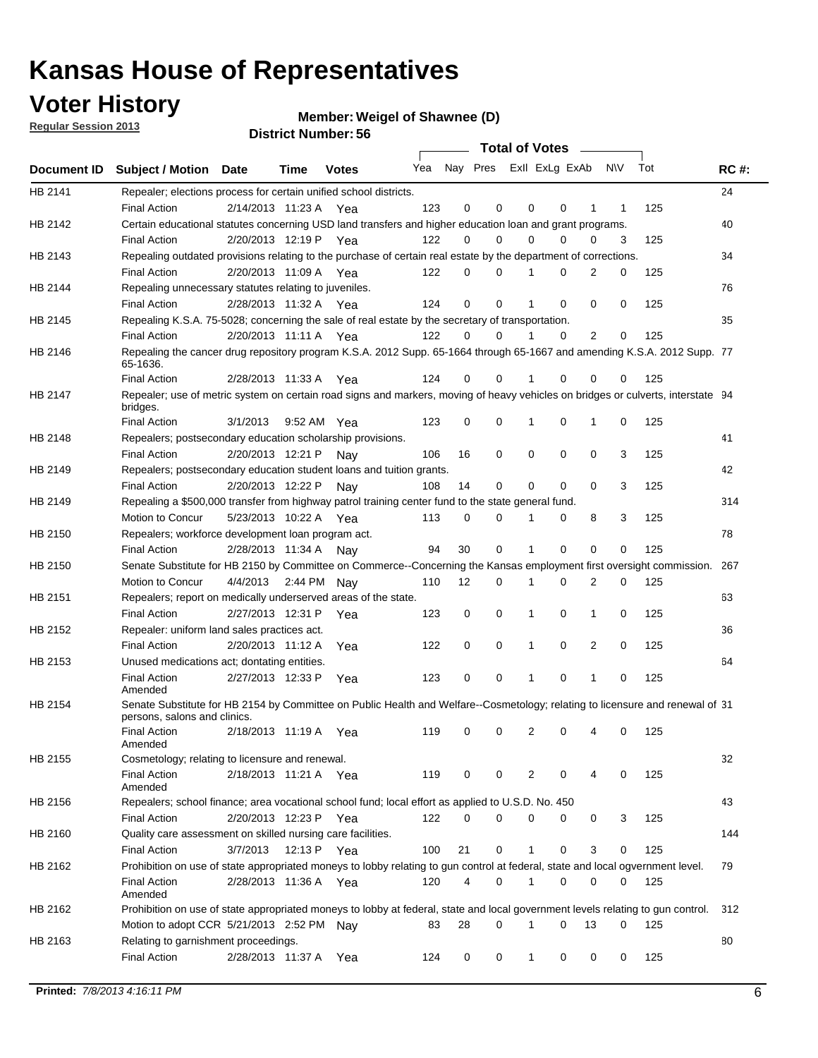# Kansas House of Representatives

## Voter History

**Regular Session 2013**

**Member: Weigel of Shawnee (D)**

**District Number: 56**

| Document ID | Subject / Motion | Date | Time | Votes | Yea | Nay | Pres | ExII | ExLg | ExAb | N\V | Tot | RC #: |
|---|---|---|---|---|---|---|---|---|---|---|---|---|---|
| HB 2141 | Repealer; elections process for certain unified school districts. | | | | | | | | | | | | 24 |
| | Final Action | 2/14/2013 | 11:23 A | Yea | 123 | 0 | 0 | 0 | 0 | 1 | 1 | 125 | |
| HB 2142 | Certain educational statutes concerning USD land transfers and higher education loan and grant programs. | | | | | | | | | | | | 40 |
| | Final Action | 2/20/2013 | 12:19 P | Yea | 122 | 0 | 0 | 0 | 0 | 0 | 3 | 125 | |
| HB 2143 | Repealing outdated provisions relating to the purchase of certain real estate by the department of corrections. | | | | | | | | | | | | 34 |
| | Final Action | 2/20/2013 | 11:09 A | Yea | 122 | 0 | 0 | 1 | 0 | 2 | 0 | 125 | |
| HB 2144 | Repealing unnecessary statutes relating to juveniles. | | | | | | | | | | | | 76 |
| | Final Action | 2/28/2013 | 11:32 A | Yea | 124 | 0 | 0 | 1 | 0 | 0 | 0 | 125 | |
| HB 2145 | Repealing K.S.A. 75-5028; concerning the sale of real estate by the secretary of transportation. | | | | | | | | | | | | 35 |
| | Final Action | 2/20/2013 | 11:11 A | Yea | 122 | 0 | 0 | 1 | 0 | 2 | 0 | 125 | |
| HB 2146 | Repealing the cancer drug repository program K.S.A. 2012 Supp. 65-1664 through 65-1667 and amending K.S.A. 2012 Supp. 65-1636. | | | | | | | | | | | | 77 |
| | Final Action | 2/28/2013 | 11:33 A | Yea | 124 | 0 | 0 | 1 | 0 | 0 | 0 | 125 | |
| HB 2147 | Repealer; use of metric system on certain road signs and markers, moving of heavy vehicles on bridges or culverts, interstate bridges. | | | | | | | | | | | | 94 |
| | Final Action | 3/1/2013 | 9:52 AM | Yea | 123 | 0 | 0 | 1 | 0 | 1 | 0 | 125 | |
| HB 2148 | Repealers; postsecondary education scholarship provisions. | | | | | | | | | | | | 41 |
| | Final Action | 2/20/2013 | 12:21 P | Nay | 106 | 16 | 0 | 0 | 0 | 0 | 3 | 125 | |
| HB 2149 | Repealers; postsecondary education student loans and tuition grants. | | | | | | | | | | | | 42 |
| | Final Action | 2/20/2013 | 12:22 P | Nay | 108 | 14 | 0 | 0 | 0 | 0 | 3 | 125 | |
| HB 2149 | Repealing a $500,000 transfer from highway patrol training center fund to the state general fund. | | | | | | | | | | | | 314 |
| | Motion to Concur | 5/23/2013 | 10:22 A | Yea | 113 | 0 | 0 | 1 | 0 | 8 | 3 | 125 | |
| HB 2150 | Repealers; workforce development loan program act. | | | | | | | | | | | | 78 |
| | Final Action | 2/28/2013 | 11:34 A | Nay | 94 | 30 | 0 | 1 | 0 | 0 | 0 | 125 | |
| HB 2150 | Senate Substitute for HB 2150 by Committee on Commerce--Concerning the Kansas employment first oversight commission. | | | | | | | | | | | | 267 |
| | Motion to Concur | 4/4/2013 | 2:44 PM | Nay | 110 | 12 | 0 | 1 | 0 | 2 | 0 | 125 | |
| HB 2151 | Repealers; report on medically underserved areas of the state. | | | | | | | | | | | | 63 |
| | Final Action | 2/27/2013 | 12:31 P | Yea | 123 | 0 | 0 | 1 | 0 | 1 | 0 | 125 | |
| HB 2152 | Repealer: uniform land sales practices act. | | | | | | | | | | | | 36 |
| | Final Action | 2/20/2013 | 11:12 A | Yea | 122 | 0 | 0 | 1 | 0 | 2 | 0 | 125 | |
| HB 2153 | Unused medications act; dontating entities. | | | | | | | | | | | | 64 |
| | Final Action Amended | 2/27/2013 | 12:33 P | Yea | 123 | 0 | 0 | 1 | 0 | 1 | 0 | 125 | |
| HB 2154 | Senate Substitute for HB 2154 by Committee on Public Health and Welfare--Cosmetology; relating to licensure and renewal of persons, salons and clinics. | | | | | | | | | | | | 31 |
| | Final Action Amended | 2/18/2013 | 11:19 A | Yea | 119 | 0 | 0 | 2 | 0 | 4 | 0 | 125 | |
| HB 2155 | Cosmetology; relating to licensure and renewal. | | | | | | | | | | | | 32 |
| | Final Action Amended | 2/18/2013 | 11:21 A | Yea | 119 | 0 | 0 | 2 | 0 | 4 | 0 | 125 | |
| HB 2156 | Repealers; school finance; area vocational school fund; local effort as applied to U.S.D. No. 450 | | | | | | | | | | | | 43 |
| | Final Action | 2/20/2013 | 12:23 P | Yea | 122 | 0 | 0 | 0 | 0 | 0 | 3 | 125 | |
| HB 2160 | Quality care assessment on skilled nursing care facilities. | | | | | | | | | | | | 144 |
| | Final Action | 3/7/2013 | 12:13 P | Yea | 100 | 21 | 0 | 1 | 0 | 3 | 0 | 125 | |
| HB 2162 | Prohibition on use of state appropriated moneys to lobby relating to gun control at federal, state and local ogvernment level. | | | | | | | | | | | | 79 |
| | Final Action Amended | 2/28/2013 | 11:36 A | Yea | 120 | 4 | 0 | 1 | 0 | 0 | 0 | 125 | |
| HB 2162 | Prohibition on use of state appropriated moneys to lobby at federal, state and local government levels relating to gun control. | | | | | | | | | | | | 312 |
| | Motion to adopt CCR | 5/21/2013 | 2:52 PM | Nay | 83 | 28 | 0 | 1 | 0 | 13 | 0 | 125 | |
| HB 2163 | Relating to garnishment proceedings. | | | | | | | | | | | | 80 |
| | Final Action | 2/28/2013 | 11:37 A | Yea | 124 | 0 | 0 | 1 | 0 | 0 | 0 | 125 | |

**Printed:** *7/8/2013 4:16:11 PM*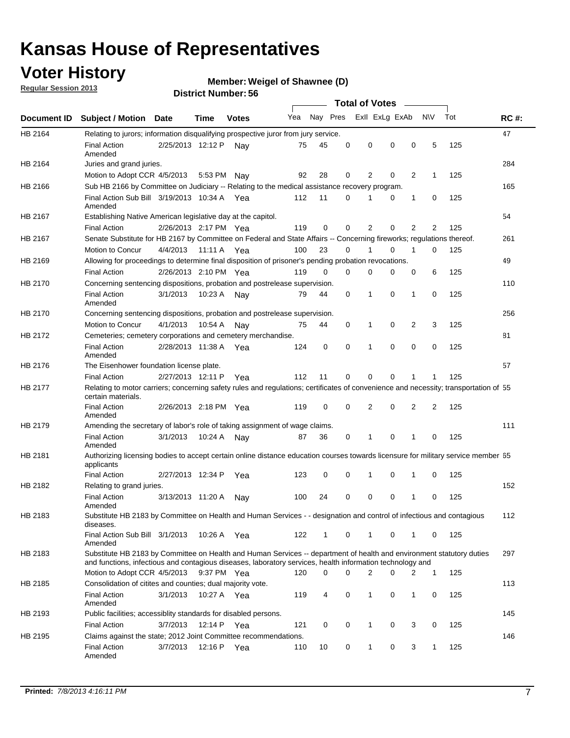# Kansas House of Representatives

## Voter History

**Regular Session 2013**

**Member: Weigel of Shawnee (D)**

**District Number: 56**

| Document ID | Subject / Motion | Date | Time | Votes | Yea | Nay | Pres | ExII | ExLg | ExAb | N\V | Tot | RC #: |
|---|---|---|---|---|---|---|---|---|---|---|---|---|---|
| HB 2164 | Relating to jurors; information disqualifying prospective juror from jury service. | | | | | | | | | | | | 47 |
| | Final Action Amended | 2/25/2013 | 12:12 P | Nay | 75 | 45 | 0 | 0 | 0 | 0 | 5 | 125 | |
| HB 2164 | Juries and grand juries. | | | | | | | | | | | | 284 |
| | Motion to Adopt CCR | 4/5/2013 | 5:53 PM | Nay | 92 | 28 | 0 | 2 | 0 | 2 | 1 | 125 | |
| HB 2166 | Sub HB 2166 by Committee on Judiciary -- Relating to the medical assistance recovery program. | | | | | | | | | | | | 165 |
| | Final Action Sub Bill Amended | 3/19/2013 | 10:34 A | Yea | 112 | 11 | 0 | 1 | 0 | 1 | 0 | 125 | |
| HB 2167 | Establishing Native American legislative day at the capitol. | | | | | | | | | | | | 54 |
| | Final Action | 2/26/2013 | 2:17 PM | Yea | 119 | 0 | 0 | 2 | 0 | 2 | 2 | 125 | |
| HB 2167 | Senate Substitute for HB 2167 by Committee on Federal and State Affairs -- Concerning fireworks; regulations thereof. | | | | | | | | | | | | 261 |
| | Motion to Concur | 4/4/2013 | 11:11 A | Yea | 100 | 23 | 0 | 1 | 0 | 1 | 0 | 125 | |
| HB 2169 | Allowing for proceedings to determine final disposition of prisoner's pending probation revocations. | | | | | | | | | | | | 49 |
| | Final Action | 2/26/2013 | 2:10 PM | Yea | 119 | 0 | 0 | 0 | 0 | 0 | 6 | 125 | |
| HB 2170 | Concerning sentencing dispositions, probation and postrelease supervision. | | | | | | | | | | | | 110 |
| | Final Action Amended | 3/1/2013 | 10:23 A | Nay | 79 | 44 | 0 | 1 | 0 | 1 | 0 | 125 | |
| HB 2170 | Concerning sentencing dispositions, probation and postrelease supervision. | | | | | | | | | | | | 256 |
| | Motion to Concur | 4/1/2013 | 10:54 A | Nay | 75 | 44 | 0 | 1 | 0 | 2 | 3 | 125 | |
| HB 2172 | Cemeteries; cemetery corporations and cemetery merchandise. | | | | | | | | | | | | 81 |
| | Final Action Amended | 2/28/2013 | 11:38 A | Yea | 124 | 0 | 0 | 1 | 0 | 0 | 0 | 125 | |
| HB 2176 | The Eisenhower foundation license plate. | | | | | | | | | | | | 57 |
| | Final Action | 2/27/2013 | 12:11 P | Yea | 112 | 11 | 0 | 0 | 0 | 1 | 1 | 125 | |
| HB 2177 | Relating to motor carriers; concerning safety rules and regulations; certificates of convenience and necessity; transportation of certain materials. | | | | | | | | | | | | 55 |
| | Final Action Amended | 2/26/2013 | 2:18 PM | Yea | 119 | 0 | 0 | 2 | 0 | 2 | 2 | 125 | |
| HB 2179 | Amending the secretary of labor's role of taking assignment of wage claims. | | | | | | | | | | | | 111 |
| | Final Action Amended | 3/1/2013 | 10:24 A | Nay | 87 | 36 | 0 | 1 | 0 | 1 | 0 | 125 | |
| HB 2181 | Authorizing licensing bodies to accept certain online distance education courses towards licensure for military service member applicants | | | | | | | | | | | | 65 |
| | Final Action | 2/27/2013 | 12:34 P | Yea | 123 | 0 | 0 | 1 | 0 | 1 | 0 | 125 | |
| HB 2182 | Relating to grand juries. | | | | | | | | | | | | 152 |
| | Final Action Amended | 3/13/2013 | 11:20 A | Nay | 100 | 24 | 0 | 0 | 0 | 1 | 0 | 125 | |
| HB 2183 | Substitute HB 2183 by Committee on Health and Human Services - - designation and control of infectious and contagious diseases. | | | | | | | | | | | | 112 |
| | Final Action Sub Bill Amended | 3/1/2013 | 10:26 A | Yea | 122 | 1 | 0 | 1 | 0 | 1 | 0 | 125 | |
| HB 2183 | Substitute HB 2183 by Committee on Health and Human Services -- department of health and environment statutory duties and functions, infectious and contagious diseases, laboratory services, health information technology and | | | | | | | | | | | | 297 |
| | Motion to Adopt CCR | 4/5/2013 | 9:37 PM | Yea | 120 | 0 | 0 | 2 | 0 | 2 | 1 | 125 | |
| HB 2185 | Consolidation of citites and counties; dual majority vote. | | | | | | | | | | | | 113 |
| | Final Action Amended | 3/1/2013 | 10:27 A | Yea | 119 | 4 | 0 | 1 | 0 | 1 | 0 | 125 | |
| HB 2193 | Public facilities; accessiblity standards for disabled persons. | | | | | | | | | | | | 145 |
| | Final Action | 3/7/2013 | 12:14 P | Yea | 121 | 0 | 0 | 1 | 0 | 3 | 0 | 125 | |
| HB 2195 | Claims against the state; 2012 Joint Committee recommendations. | | | | | | | | | | | | 146 |
| | Final Action Amended | 3/7/2013 | 12:16 P | Yea | 110 | 10 | 0 | 1 | 0 | 3 | 1 | 125 | |

**Printed:** *7/8/2013 4:16:11 PM*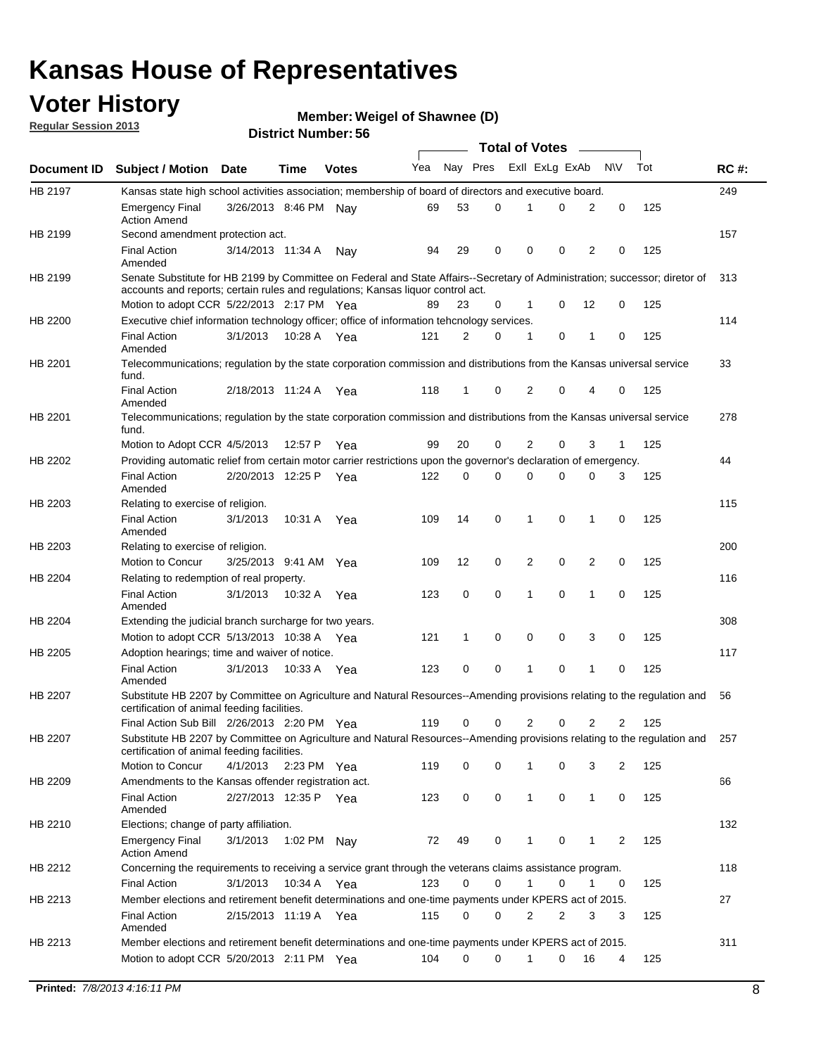# Kansas House of Representatives

## Voter History

**Regular Session 2013**

**Member: Weigel of Shawnee (D)**

**District Number: 56**

| Document ID | Subject / Motion | Date | Time | Votes | Yea | Nay | Pres | ExII | ExLg | ExAb | N\V | Tot | RC #: |
|---|---|---|---|---|---|---|---|---|---|---|---|---|---|
| HB 2197 | Kansas state high school activities association; membership of board of directors and executive board. | | | | | | | | | | | | 249 |
| | Emergency Final Action Amend | 3/26/2013 | 8:46 PM | Nay | 69 | 53 | 0 | 1 | 0 | 2 | 0 | 125 | |
| HB 2199 | Second amendment protection act. | | | | | | | | | | | | 157 |
| | Final Action Amended | 3/14/2013 | 11:34 A | Nay | 94 | 29 | 0 | 0 | 0 | 2 | 0 | 125 | |
| HB 2199 | Senate Substitute for HB 2199 by Committee on Federal and State Affairs--Secretary of Administration; successor; diretor of accounts and reports; certain rules and regulations; Kansas liquor control act. | | | | | | | | | | | | 313 |
| | Motion to adopt CCR | 5/22/2013 | 2:17 PM | Yea | 89 | 23 | 0 | 1 | 0 | 12 | 0 | 125 | |
| HB 2200 | Executive chief information technology officer; office of information tehcnology services. | | | | | | | | | | | | 114 |
| | Final Action Amended | 3/1/2013 | 10:28 A | Yea | 121 | 2 | 0 | 1 | 0 | 1 | 0 | 125 | |
| HB 2201 | Telecommunications; regulation by the state corporation commission and distributions from the Kansas universal service fund. | | | | | | | | | | | | 33 |
| | Final Action Amended | 2/18/2013 | 11:24 A | Yea | 118 | 1 | 0 | 2 | 0 | 4 | 0 | 125 | |
| HB 2201 | Telecommunications; regulation by the state corporation commission and distributions from the Kansas universal service fund. | | | | | | | | | | | | 278 |
| | Motion to Adopt CCR | 4/5/2013 | 12:57 P | Yea | 99 | 20 | 0 | 2 | 0 | 3 | 1 | 125 | |
| HB 2202 | Providing automatic relief from certain motor carrier restrictions upon the governor's declaration of emergency. | | | | | | | | | | | | 44 |
| | Final Action Amended | 2/20/2013 | 12:25 P | Yea | 122 | 0 | 0 | 0 | 0 | 0 | 3 | 125 | |
| HB 2203 | Relating to exercise of religion. | | | | | | | | | | | | 115 |
| | Final Action Amended | 3/1/2013 | 10:31 A | Yea | 109 | 14 | 0 | 1 | 0 | 1 | 0 | 125 | |
| HB 2203 | Relating to exercise of religion. | | | | | | | | | | | | 200 |
| | Motion to Concur | 3/25/2013 | 9:41 AM | Yea | 109 | 12 | 0 | 2 | 0 | 2 | 0 | 125 | |
| HB 2204 | Relating to redemption of real property. | | | | | | | | | | | | 116 |
| | Final Action Amended | 3/1/2013 | 10:32 A | Yea | 123 | 0 | 0 | 1 | 0 | 1 | 0 | 125 | |
| HB 2204 | Extending the judicial branch surcharge for two years. | | | | | | | | | | | | 308 |
| | Motion to adopt CCR | 5/13/2013 | 10:38 A | Yea | 121 | 1 | 0 | 0 | 0 | 3 | 0 | 125 | |
| HB 2205 | Adoption hearings; time and waiver of notice. | | | | | | | | | | | | 117 |
| | Final Action Amended | 3/1/2013 | 10:33 A | Yea | 123 | 0 | 0 | 1 | 0 | 1 | 0 | 125 | |
| HB 2207 | Substitute HB 2207 by Committee on Agriculture and Natural Resources--Amending provisions relating to the regulation and certification of animal feeding facilities. | | | | | | | | | | | | 56 |
| | Final Action Sub Bill | 2/26/2013 | 2:20 PM | Yea | 119 | 0 | 0 | 2 | 0 | 2 | 2 | 125 | |
| HB 2207 | Substitute HB 2207 by Committee on Agriculture and Natural Resources--Amending provisions relating to the regulation and certification of animal feeding facilities. | | | | | | | | | | | | 257 |
| | Motion to Concur | 4/1/2013 | 2:23 PM | Yea | 119 | 0 | 0 | 1 | 0 | 3 | 2 | 125 | |
| HB 2209 | Amendments to the Kansas offender registration act. | | | | | | | | | | | | 66 |
| | Final Action Amended | 2/27/2013 | 12:35 P | Yea | 123 | 0 | 0 | 1 | 0 | 1 | 0 | 125 | |
| HB 2210 | Elections; change of party affiliation. | | | | | | | | | | | | 132 |
| | Emergency Final Action Amend | 3/1/2013 | 1:02 PM | Nay | 72 | 49 | 0 | 1 | 0 | 1 | 2 | 125 | |
| HB 2212 | Concerning the requirements to receiving a service grant through the veterans claims assistance program. | | | | | | | | | | | | 118 |
| | Final Action | 3/1/2013 | 10:34 A | Yea | 123 | 0 | 0 | 1 | 0 | 1 | 0 | 125 | |
| HB 2213 | Member elections and retirement benefit determinations and one-time payments under KPERS act of 2015. | | | | | | | | | | | | 27 |
| | Final Action Amended | 2/15/2013 | 11:19 A | Yea | 115 | 0 | 0 | 2 | 2 | 3 | 3 | 125 | |
| HB 2213 | Member elections and retirement benefit determinations and one-time payments under KPERS act of 2015. | | | | | | | | | | | | 311 |
| | Motion to adopt CCR | 5/20/2013 | 2:11 PM | Yea | 104 | 0 | 0 | 1 | 0 | 16 | 4 | 125 | |

**Printed:** *7/8/2013 4:16:11 PM*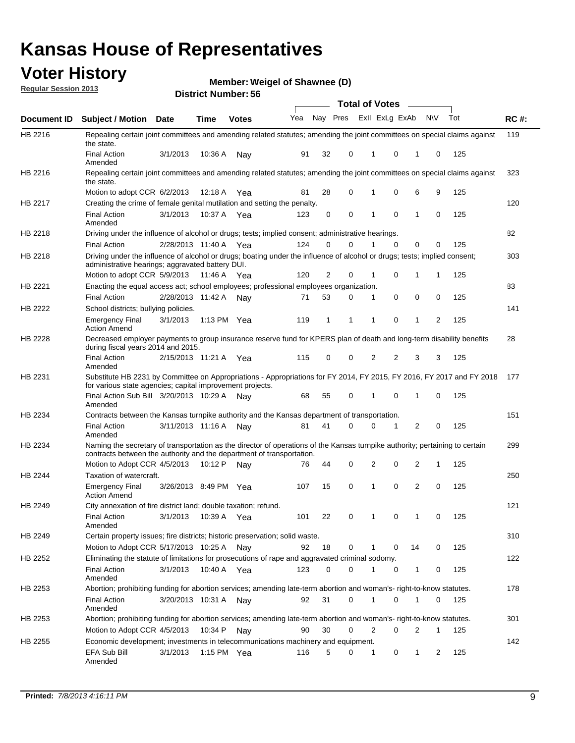# Kansas House of Representatives

## Voter History

**Regular Session 2013**

**Member: Weigel of Shawnee (D)**

**District Number: 56**

| Document ID | Subject / Motion | Date | Time | Votes | Yea | Nay | Pres | ExII | ExLg | ExAb | N\V | Tot | RC #: |
|---|---|---|---|---|---|---|---|---|---|---|---|---|---|
| HB 2216 | Repealing certain joint committees and amending related statutes; amending the joint committees on special claims against the state. | | | | | | | | | | | | 119 |
| | Final Action Amended | 3/1/2013 | 10:36 A | Nay | 91 | 32 | 0 | 1 | 0 | 1 | 0 | 125 | |
| HB 2216 | Repealing certain joint committees and amending related statutes; amending the joint committees on special claims against the state. | | | | | | | | | | | | 323 |
| | Motion to adopt CCR | 6/2/2013 | 12:18 A | Yea | 81 | 28 | 0 | 1 | 0 | 6 | 9 | 125 | |
| HB 2217 | Creating the crime of female genital mutilation and setting the penalty. | | | | | | | | | | | | 120 |
| | Final Action Amended | 3/1/2013 | 10:37 A | Yea | 123 | 0 | 0 | 1 | 0 | 1 | 0 | 125 | |
| HB 2218 | Driving under the influence of alcohol or drugs; tests; implied consent; administrative hearings. | | | | | | | | | | | | 82 |
| | Final Action | 2/28/2013 | 11:40 A | Yea | 124 | 0 | 0 | 1 | 0 | 0 | 0 | 125 | |
| HB 2218 | Driving under the influence of alcohol or drugs; boating under the influence of alcohol or drugs; tests; implied consent; administrative hearings; aggravated battery DUI. | | | | | | | | | | | | 303 |
| | Motion to adopt CCR | 5/9/2013 | 11:46 A | Yea | 120 | 2 | 0 | 1 | 0 | 1 | 1 | 125 | |
| HB 2221 | Enacting the equal access act; school employees; professional employees organization. | | | | | | | | | | | | 83 |
| | Final Action | 2/28/2013 | 11:42 A | Nay | 71 | 53 | 0 | 1 | 0 | 0 | 0 | 125 | |
| HB 2222 | School districts; bullying policies. | | | | | | | | | | | | 141 |
| | Emergency Final Action Amend | 3/1/2013 | 1:13 PM | Yea | 119 | 1 | 1 | 1 | 0 | 1 | 2 | 125 | |
| HB 2228 | Decreased employer payments to group insurance reserve fund for KPERS plan of death and long-term disability benefits during fiscal years 2014 and 2015. | | | | | | | | | | | | 28 |
| | Final Action Amended | 2/15/2013 | 11:21 A | Yea | 115 | 0 | 0 | 2 | 2 | 3 | 3 | 125 | |
| HB 2231 | Substitute HB 2231 by Committee on Appropriations - Appropriations for FY 2014, FY 2015, FY 2016, FY 2017 and FY 2018 for various state agencies; capital improvement projects. | | | | | | | | | | | | 177 |
| | Final Action Sub Bill Amended | 3/20/2013 | 10:29 A | Nay | 68 | 55 | 0 | 1 | 0 | 1 | 0 | 125 | |
| HB 2234 | Contracts between the Kansas turnpike authority and the Kansas department of transportation. | | | | | | | | | | | | 151 |
| | Final Action Amended | 3/11/2013 | 11:16 A | Nay | 81 | 41 | 0 | 0 | 1 | 2 | 0 | 125 | |
| HB 2234 | Naming the secretary of transportation as the director of operations of the Kansas turnpike authority; pertaining to certain contracts between the authority and the department of transportation. | | | | | | | | | | | | 299 |
| | Motion to Adopt CCR | 4/5/2013 | 10:12 P | Nay | 76 | 44 | 0 | 2 | 0 | 2 | 1 | 125 | |
| HB 2244 | Taxation of watercraft. | | | | | | | | | | | | 250 |
| | Emergency Final Action Amend | 3/26/2013 | 8:49 PM | Yea | 107 | 15 | 0 | 1 | 0 | 2 | 0 | 125 | |
| HB 2249 | City annexation of fire district land; double taxation; refund. | | | | | | | | | | | | 121 |
| | Final Action Amended | 3/1/2013 | 10:39 A | Yea | 101 | 22 | 0 | 1 | 0 | 1 | 0 | 125 | |
| HB 2249 | Certain property issues; fire districts; historic preservation; solid waste. | | | | | | | | | | | | 310 |
| | Motion to Adopt CCR | 5/17/2013 | 10:25 A | Nay | 92 | 18 | 0 | 1 | 0 | 14 | 0 | 125 | |
| HB 2252 | Eliminating the statute of limitations for prosecutions of rape and aggravated criminal sodomy. | | | | | | | | | | | | 122 |
| | Final Action Amended | 3/1/2013 | 10:40 A | Yea | 123 | 0 | 0 | 1 | 0 | 1 | 0 | 125 | |
| HB 2253 | Abortion; prohibiting funding for abortion services; amending late-term abortion and woman's- right-to-know statutes. | | | | | | | | | | | | 178 |
| | Final Action Amended | 3/20/2013 | 10:31 A | Nay | 92 | 31 | 0 | 1 | 0 | 1 | 0 | 125 | |
| HB 2253 | Abortion; prohibiting funding for abortion services; amending late-term abortion and woman's- right-to-know statutes. | | | | | | | | | | | | 301 |
| | Motion to Adopt CCR | 4/5/2013 | 10:34 P | Nay | 90 | 30 | 0 | 2 | 0 | 2 | 1 | 125 | |
| HB 2255 | Economic development; investments in telecommunications machinery and equipment. | | | | | | | | | | | | 142 |
| | EFA Sub Bill Amended | 3/1/2013 | 1:15 PM | Yea | 116 | 5 | 0 | 1 | 0 | 1 | 2 | 125 | |

**Printed:** *7/8/2013 4:16:11 PM*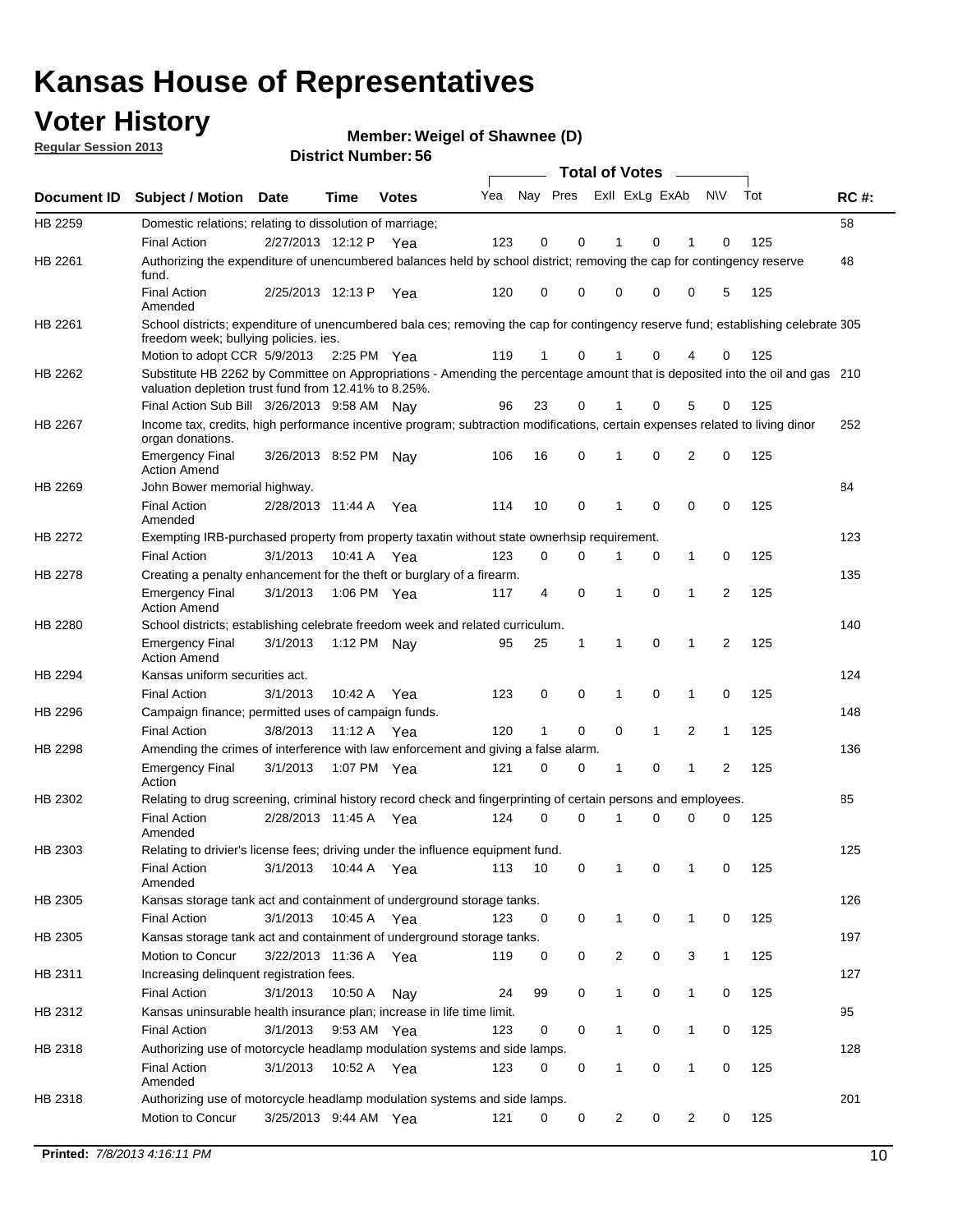# Kansas House of Representatives

## Voter History

**Regular Session 2013**

**Member: Weigel of Shawnee (D)**

**District Number: 56**

| Document ID | Subject / Motion | Date | Time | Votes | Yea | Nay | Pres | ExII | ExLg | ExAb | N\V | Tot | RC #: |
|---|---|---|---|---|---|---|---|---|---|---|---|---|---|
| HB 2259 | Domestic relations; relating to dissolution of marriage; | | | | | | | | | | | | 58 |
| | Final Action | 2/27/2013 | 12:12 P | Yea | 123 | 0 | 0 | 1 | 0 | 1 | 0 | 125 | |
| HB 2261 | Authorizing the expenditure of unencumbered balances held by school district; removing the cap for contingency reserve fund. | | | | | | | | | | | | 48 |
| | Final Action Amended | 2/25/2013 | 12:13 P | Yea | 120 | 0 | 0 | 0 | 0 | 0 | 5 | 125 | |
| HB 2261 | School districts; expenditure of unencumbered bala ces; removing the cap for contingency reserve fund; establishing celebrate freedom week; bullying policies. ies. | | | | | | | | | | | | 305 |
| | Motion to adopt CCR | 5/9/2013 | 2:25 PM | Yea | 119 | 1 | 0 | 1 | 0 | 4 | 0 | 125 | |
| HB 2262 | Substitute HB 2262 by Committee on Appropriations - Amending the percentage amount that is deposited into the oil and gas valuation depletion trust fund from 12.41% to 8.25%. | | | | | | | | | | | | 210 |
| | Final Action Sub Bill | 3/26/2013 | 9:58 AM | Nay | 96 | 23 | 0 | 1 | 0 | 5 | 0 | 125 | |
| HB 2267 | Income tax, credits, high performance incentive program; subtraction modifications, certain expenses related to living dinor organ donations. | | | | | | | | | | | | 252 |
| | Emergency Final Action Amend | 3/26/2013 | 8:52 PM | Nay | 106 | 16 | 0 | 1 | 0 | 2 | 0 | 125 | |
| HB 2269 | John Bower memorial highway. | | | | | | | | | | | | 84 |
| | Final Action Amended | 2/28/2013 | 11:44 A | Yea | 114 | 10 | 0 | 1 | 0 | 0 | 0 | 125 | |
| HB 2272 | Exempting IRB-purchased property from property taxatin without state ownerhsip requirement. | | | | | | | | | | | | 123 |
| | Final Action | 3/1/2013 | 10:41 A | Yea | 123 | 0 | 0 | 1 | 0 | 1 | 0 | 125 | |
| HB 2278 | Creating a penalty enhancement for the theft or burglary of a firearm. | | | | | | | | | | | | 135 |
| | Emergency Final Action Amend | 3/1/2013 | 1:06 PM | Yea | 117 | 4 | 0 | 1 | 0 | 1 | 2 | 125 | |
| HB 2280 | School districts; establishing celebrate freedom week and related curriculum. | | | | | | | | | | | | 140 |
| | Emergency Final Action Amend | 3/1/2013 | 1:12 PM | Nay | 95 | 25 | 1 | 1 | 0 | 1 | 2 | 125 | |
| HB 2294 | Kansas uniform securities act. | | | | | | | | | | | | 124 |
| | Final Action | 3/1/2013 | 10:42 A | Yea | 123 | 0 | 0 | 1 | 0 | 1 | 0 | 125 | |
| HB 2296 | Campaign finance; permitted uses of campaign funds. | | | | | | | | | | | | 148 |
| | Final Action | 3/8/2013 | 11:12 A | Yea | 120 | 1 | 0 | 0 | 1 | 2 | 1 | 125 | |
| HB 2298 | Amending the crimes of interference with law enforcement and giving a false alarm. | | | | | | | | | | | | 136 |
| | Emergency Final Action | 3/1/2013 | 1:07 PM | Yea | 121 | 0 | 0 | 1 | 0 | 1 | 2 | 125 | |
| HB 2302 | Relating to drug screening, criminal history record check and fingerprinting of certain persons and employees. | | | | | | | | | | | | 85 |
| | Final Action Amended | 2/28/2013 | 11:45 A | Yea | 124 | 0 | 0 | 1 | 0 | 0 | 0 | 125 | |
| HB 2303 | Relating to drivier's license fees; driving under the influence equipment fund. | | | | | | | | | | | | 125 |
| | Final Action Amended | 3/1/2013 | 10:44 A | Yea | 113 | 10 | 0 | 1 | 0 | 1 | 0 | 125 | |
| HB 2305 | Kansas storage tank act and containment of underground storage tanks. | | | | | | | | | | | | 126 |
| | Final Action | 3/1/2013 | 10:45 A | Yea | 123 | 0 | 0 | 1 | 0 | 1 | 0 | 125 | |
| HB 2305 | Kansas storage tank act and containment of underground storage tanks. | | | | | | | | | | | | 197 |
| | Motion to Concur | 3/22/2013 | 11:36 A | Yea | 119 | 0 | 0 | 2 | 0 | 3 | 1 | 125 | |
| HB 2311 | Increasing delinquent registration fees. | | | | | | | | | | | | 127 |
| | Final Action | 3/1/2013 | 10:50 A | Nay | 24 | 99 | 0 | 1 | 0 | 1 | 0 | 125 | |
| HB 2312 | Kansas uninsurable health insurance plan; increase in life time limit. | | | | | | | | | | | | 95 |
| | Final Action | 3/1/2013 | 9:53 AM | Yea | 123 | 0 | 0 | 1 | 0 | 1 | 0 | 125 | |
| HB 2318 | Authorizing use of motorcycle headlamp modulation systems and side lamps. | | | | | | | | | | | | 128 |
| | Final Action Amended | 3/1/2013 | 10:52 A | Yea | 123 | 0 | 0 | 1 | 0 | 1 | 0 | 125 | |
| HB 2318 | Authorizing use of motorcycle headlamp modulation systems and side lamps. | | | | | | | | | | | | 201 |
| | Motion to Concur | 3/25/2013 | 9:44 AM | Yea | 121 | 0 | 0 | 2 | 0 | 2 | 0 | 125 | |

**Printed:** *7/8/2013 4:16:11 PM*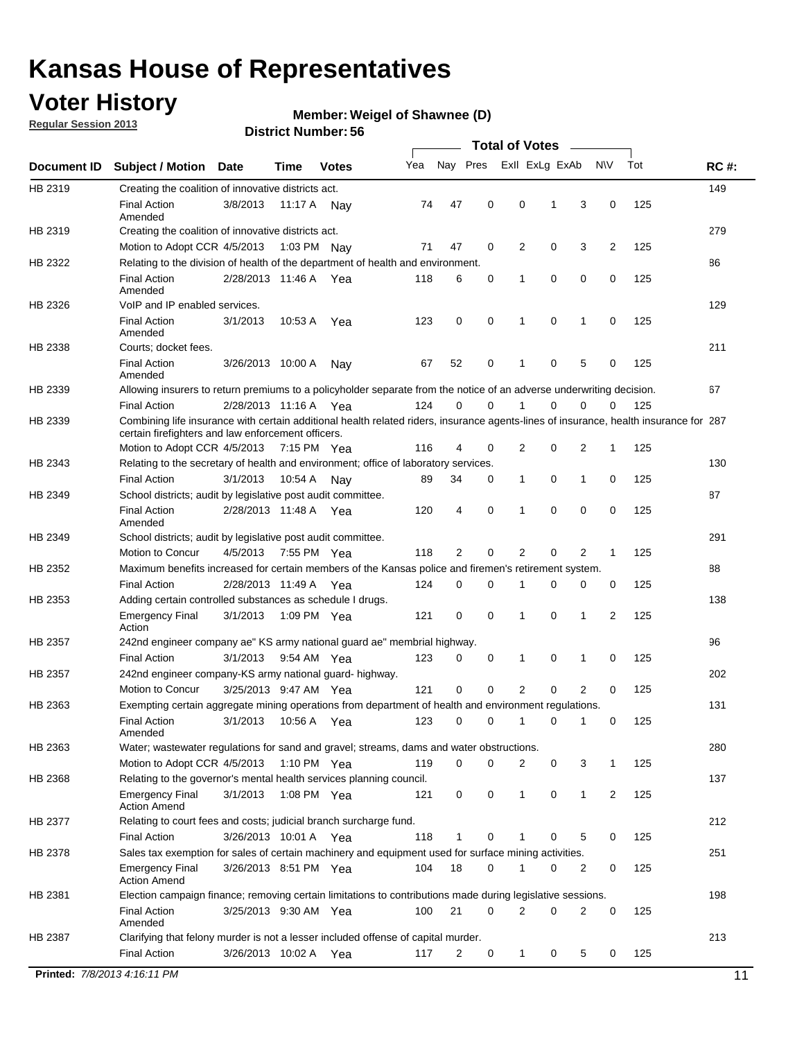# Kansas House of Representatives

## Voter History

**Regular Session 2013**

**Member: Weigel of Shawnee (D)**

**District Number: 56**

| Document ID | Subject / Motion | Date | Time | Votes | Yea | Nay | Pres | ExII | ExLg | ExAb | N\V | Tot | RC #: |
|---|---|---|---|---|---|---|---|---|---|---|---|---|---|
| HB 2319 | Creating the coalition of innovative districts act. | | | | | | | | | | | | 149 |
| | Final Action Amended | 3/8/2013 | 11:17 A | Nay | 74 | 47 | 0 | 0 | 1 | 3 | 0 | 125 | |
| HB 2319 | Creating the coalition of innovative districts act. | | | | | | | | | | | | 279 |
| | Motion to Adopt CCR | 4/5/2013 | 1:03 PM | Nay | 71 | 47 | 0 | 2 | 0 | 3 | 2 | 125 | |
| HB 2322 | Relating to the division of health of the department of health and environment. | | | | | | | | | | | | 86 |
| | Final Action Amended | 2/28/2013 | 11:46 A | Yea | 118 | 6 | 0 | 1 | 0 | 0 | 0 | 125 | |
| HB 2326 | VoIP and IP enabled services. | | | | | | | | | | | | 129 |
| | Final Action Amended | 3/1/2013 | 10:53 A | Yea | 123 | 0 | 0 | 1 | 0 | 1 | 0 | 125 | |
| HB 2338 | Courts; docket fees. | | | | | | | | | | | | 211 |
| | Final Action Amended | 3/26/2013 | 10:00 A | Nay | 67 | 52 | 0 | 1 | 0 | 5 | 0 | 125 | |
| HB 2339 | Allowing insurers to return premiums to a policyholder separate from the notice of an adverse underwriting decision. | | | | | | | | | | | | 67 |
| | Final Action | 2/28/2013 | 11:16 A | Yea | 124 | 0 | 0 | 1 | 0 | 0 | 0 | 125 | |
| HB 2339 | Combining life insurance with certain additional health related riders, insurance agents-lines of insurance, health insurance for certain firefighters and law enforcement officers. | | | | | | | | | | | | 287 |
| | Motion to Adopt CCR | 4/5/2013 | 7:15 PM | Yea | 116 | 4 | 0 | 2 | 0 | 2 | 1 | 125 | |
| HB 2343 | Relating to the secretary of health and environment; office of laboratory services. | | | | | | | | | | | | 130 |
| | Final Action | 3/1/2013 | 10:54 A | Nay | 89 | 34 | 0 | 1 | 0 | 1 | 0 | 125 | |
| HB 2349 | School districts; audit by legislative post audit committee. | | | | | | | | | | | | 87 |
| | Final Action Amended | 2/28/2013 | 11:48 A | Yea | 120 | 4 | 0 | 1 | 0 | 0 | 0 | 125 | |
| HB 2349 | School districts; audit by legislative post audit committee. | | | | | | | | | | | | 291 |
| | Motion to Concur | 4/5/2013 | 7:55 PM | Yea | 118 | 2 | 0 | 2 | 0 | 2 | 1 | 125 | |
| HB 2352 | Maximum benefits increased for certain members of the Kansas police and firemen's retirement system. | | | | | | | | | | | | 88 |
| | Final Action | 2/28/2013 | 11:49 A | Yea | 124 | 0 | 0 | 1 | 0 | 0 | 0 | 125 | |
| HB 2353 | Adding certain controlled substances as schedule I drugs. | | | | | | | | | | | | 138 |
| | Emergency Final Action | 3/1/2013 | 1:09 PM | Yea | 121 | 0 | 0 | 1 | 0 | 1 | 2 | 125 | |
| HB 2357 | 242nd engineer company ae" KS army national guard ae" membrial highway. | | | | | | | | | | | | 96 |
| | Final Action | 3/1/2013 | 9:54 AM | Yea | 123 | 0 | 0 | 1 | 0 | 1 | 0 | 125 | |
| HB 2357 | 242nd engineer company-KS army national guard- highway. | | | | | | | | | | | | 202 |
| | Motion to Concur | 3/25/2013 | 9:47 AM | Yea | 121 | 0 | 0 | 2 | 0 | 2 | 0 | 125 | |
| HB 2363 | Exempting certain aggregate mining operations from department of health and environment regulations. | | | | | | | | | | | | 131 |
| | Final Action Amended | 3/1/2013 | 10:56 A | Yea | 123 | 0 | 0 | 1 | 0 | 1 | 0 | 125 | |
| HB 2363 | Water; wastewater regulations for sand and gravel; streams, dams and water obstructions. | | | | | | | | | | | | 280 |
| | Motion to Adopt CCR | 4/5/2013 | 1:10 PM | Yea | 119 | 0 | 0 | 2 | 0 | 3 | 1 | 125 | |
| HB 2368 | Relating to the governor's mental health services planning council. | | | | | | | | | | | | 137 |
| | Emergency Final Action Amend | 3/1/2013 | 1:08 PM | Yea | 121 | 0 | 0 | 1 | 0 | 1 | 2 | 125 | |
| HB 2377 | Relating to court fees and costs; judicial branch surcharge fund. | | | | | | | | | | | | 212 |
| | Final Action | 3/26/2013 | 10:01 A | Yea | 118 | 1 | 0 | 1 | 0 | 5 | 0 | 125 | |
| HB 2378 | Sales tax exemption for sales of certain machinery and equipment used for surface mining activities. | | | | | | | | | | | | 251 |
| | Emergency Final Action Amend | 3/26/2013 | 8:51 PM | Yea | 104 | 18 | 0 | 1 | 0 | 2 | 0 | 125 | |
| HB 2381 | Election campaign finance; removing certain limitations to contributions made during legislative sessions. | | | | | | | | | | | | 198 |
| | Final Action Amended | 3/25/2013 | 9:30 AM | Yea | 100 | 21 | 0 | 2 | 0 | 2 | 0 | 125 | |
| HB 2387 | Clarifying that felony murder is not a lesser included offense of capital murder. | | | | | | | | | | | | 213 |
| | Final Action | 3/26/2013 | 10:02 A | Yea | 117 | 2 | 0 | 1 | 0 | 5 | 0 | 125 | |

**Printed:** *7/8/2013 4:16:11 PM*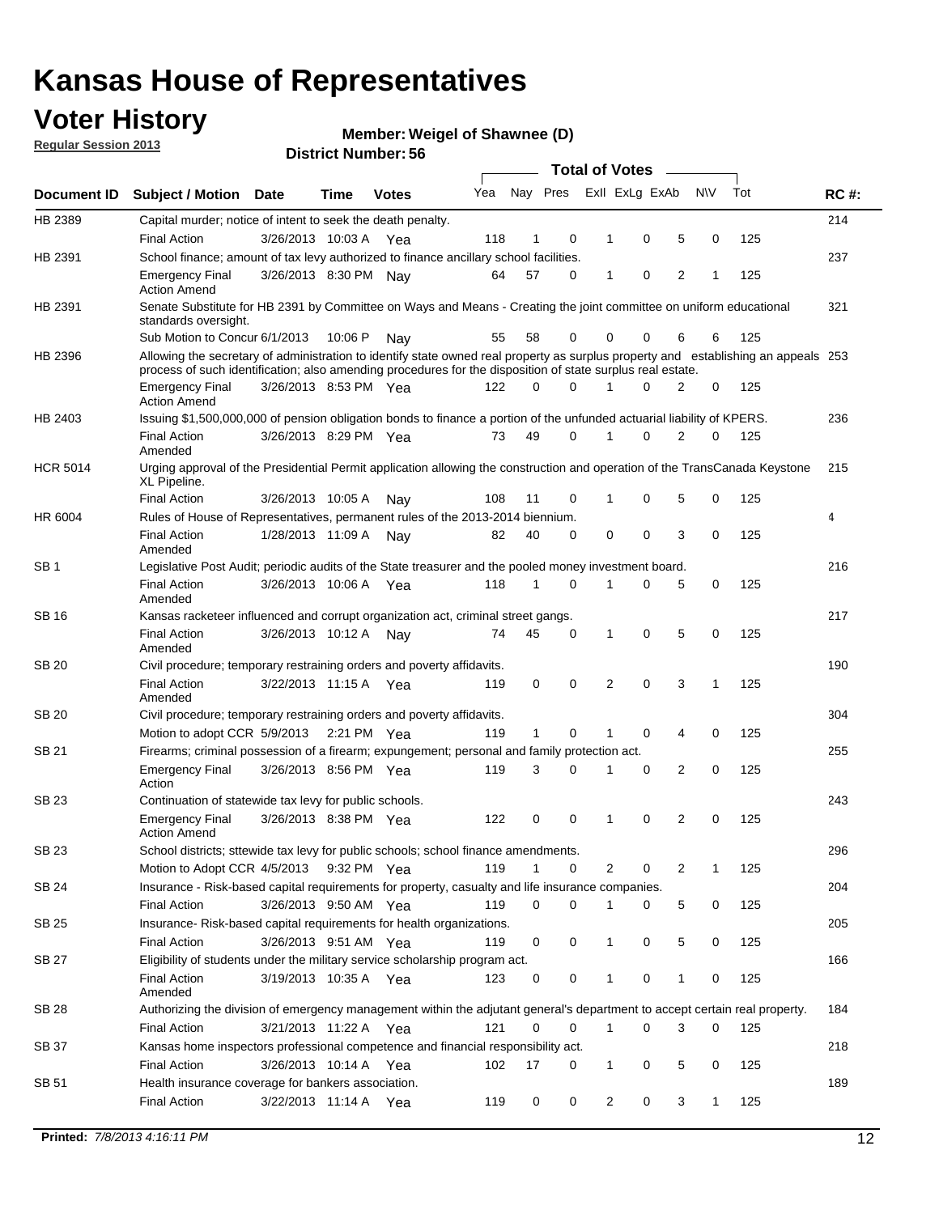# Kansas House of Representatives

## Voter History

**Regular Session 2013**

**Member: Weigel of Shawnee (D)**

**District Number: 56**

| Document ID | Subject / Motion | Date | Time | Votes | Yea | Nay | Pres | ExII | ExLg | ExAb | N\V | Tot | RC #: |
|---|---|---|---|---|---|---|---|---|---|---|---|---|---|
| HB 2389 | Capital murder; notice of intent to seek the death penalty. | | | | | | | | | | | | 214 |
| | Final Action | 3/26/2013 | 10:03 A | Yea | 118 | 1 | 0 | 1 | 0 | 5 | 0 | 125 | |
| HB 2391 | School finance; amount of tax levy authorized to finance ancillary school facilities. | | | | | | | | | | | | 237 |
| | Emergency Final Action Amend | 3/26/2013 | 8:30 PM | Nay | 64 | 57 | 0 | 1 | 0 | 2 | 1 | 125 | |
| HB 2391 | Senate Substitute for HB 2391 by Committee on Ways and Means - Creating the joint committee on uniform educational standards oversight. | | | | | | | | | | | | 321 |
| | Sub Motion to Concur | 6/1/2013 | 10:06 P | Nay | 55 | 58 | 0 | 0 | 0 | 6 | 6 | 125 | |
| HB 2396 | Allowing the secretary of administration to identify state owned real property as surplus property and establishing an appeals process of such identification; also amending procedures for the disposition of state surplus real estate. | | | | | | | | | | | | 253 |
| | Emergency Final Action Amend | 3/26/2013 | 8:53 PM | Yea | 122 | 0 | 0 | 1 | 0 | 2 | 0 | 125 | |
| HB 2403 | Issuing $1,500,000,000 of pension obligation bonds to finance a portion of the unfunded actuarial liability of KPERS. | | | | | | | | | | | | 236 |
| | Final Action Amended | 3/26/2013 | 8:29 PM | Yea | 73 | 49 | 0 | 1 | 0 | 2 | 0 | 125 | |
| HCR 5014 | Urging approval of the Presidential Permit application allowing the construction and operation of the TransCanada Keystone XL Pipeline. | | | | | | | | | | | | 215 |
| | Final Action | 3/26/2013 | 10:05 A | Nay | 108 | 11 | 0 | 1 | 0 | 5 | 0 | 125 | |
| HR 6004 | Rules of House of Representatives, permanent rules of the 2013-2014 biennium. | | | | | | | | | | | | 4 |
| | Final Action Amended | 1/28/2013 | 11:09 A | Nay | 82 | 40 | 0 | 0 | 0 | 3 | 0 | 125 | |
| SB 1 | Legislative Post Audit; periodic audits of the State treasurer and the pooled money investment board. | | | | | | | | | | | | 216 |
| | Final Action Amended | 3/26/2013 | 10:06 A | Yea | 118 | 1 | 0 | 1 | 0 | 5 | 0 | 125 | |
| SB 16 | Kansas racketeer influenced and corrupt organization act, criminal street gangs. | | | | | | | | | | | | 217 |
| | Final Action Amended | 3/26/2013 | 10:12 A | Nay | 74 | 45 | 0 | 1 | 0 | 5 | 0 | 125 | |
| SB 20 | Civil procedure; temporary restraining orders and poverty affidavits. | | | | | | | | | | | | 190 |
| | Final Action Amended | 3/22/2013 | 11:15 A | Yea | 119 | 0 | 0 | 2 | 0 | 3 | 1 | 125 | |
| SB 20 | Civil procedure; temporary restraining orders and poverty affidavits. | | | | | | | | | | | | 304 |
| | Motion to adopt CCR | 5/9/2013 | 2:21 PM | Yea | 119 | 1 | 0 | 1 | 0 | 4 | 0 | 125 | |
| SB 21 | Firearms; criminal possession of a firearm; expungement; personal and family protection act. | | | | | | | | | | | | 255 |
| | Emergency Final Action | 3/26/2013 | 8:56 PM | Yea | 119 | 3 | 0 | 1 | 0 | 2 | 0 | 125 | |
| SB 23 | Continuation of statewide tax levy for public schools. | | | | | | | | | | | | 243 |
| | Emergency Final Action Amend | 3/26/2013 | 8:38 PM | Yea | 122 | 0 | 0 | 1 | 0 | 2 | 0 | 125 | |
| SB 23 | School districts; sttewide tax levy for public schools; school finance amendments. | | | | | | | | | | | | 296 |
| | Motion to Adopt CCR | 4/5/2013 | 9:32 PM | Yea | 119 | 1 | 0 | 2 | 0 | 2 | 1 | 125 | |
| SB 24 | Insurance - Risk-based capital requirements for property, casualty and life insurance companies. | | | | | | | | | | | | 204 |
| | Final Action | 3/26/2013 | 9:50 AM | Yea | 119 | 0 | 0 | 1 | 0 | 5 | 0 | 125 | |
| SB 25 | Insurance- Risk-based capital requirements for health organizations. | | | | | | | | | | | | 205 |
| | Final Action | 3/26/2013 | 9:51 AM | Yea | 119 | 0 | 0 | 1 | 0 | 5 | 0 | 125 | |
| SB 27 | Eligibility of students under the military service scholarship program act. | | | | | | | | | | | | 166 |
| | Final Action Amended | 3/19/2013 | 10:35 A | Yea | 123 | 0 | 0 | 1 | 0 | 1 | 0 | 125 | |
| SB 28 | Authorizing the division of emergency management within the adjutant general's department to accept certain real property. | | | | | | | | | | | | 184 |
| | Final Action | 3/21/2013 | 11:22 A | Yea | 121 | 0 | 0 | 1 | 0 | 3 | 0 | 125 | |
| SB 37 | Kansas home inspectors professional competence and financial responsibility act. | | | | | | | | | | | | 218 |
| | Final Action | 3/26/2013 | 10:14 A | Yea | 102 | 17 | 0 | 1 | 0 | 5 | 0 | 125 | |
| SB 51 | Health insurance coverage for bankers association. | | | | | | | | | | | | 189 |
| | Final Action | 3/22/2013 | 11:14 A | Yea | 119 | 0 | 0 | 2 | 0 | 3 | 1 | 125 | |

**Printed:** *7/8/2013 4:16:11 PM*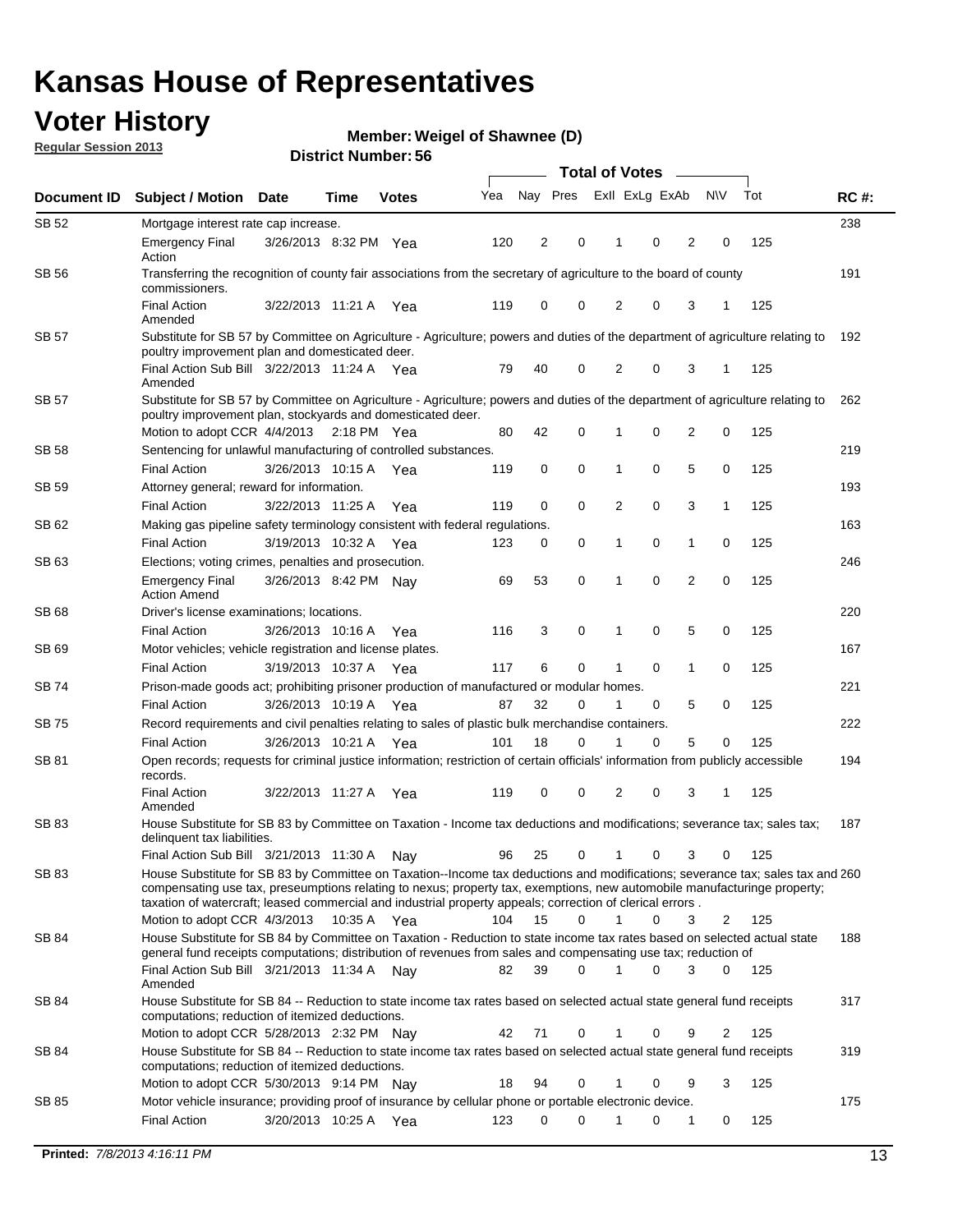# Kansas House of Representatives

## Voter History

**Regular Session 2013**

**Member: Weigel of Shawnee (D)**

**District Number: 56**

| Document ID | Subject / Motion | Date | Time | Votes | Yea | Nay | Pres | ExII | ExLg | ExAb | N\V | Tot | RC #: |
|---|---|---|---|---|---|---|---|---|---|---|---|---|---|
| SB 52 | Mortgage interest rate cap increase. | | | | | | | | | | | | 238 |
| | Emergency Final Action | 3/26/2013 | 8:32 PM | Yea | 120 | 2 | 0 | 1 | 0 | 2 | 0 | 125 | |
| SB 56 | Transferring the recognition of county fair associations from the secretary of agriculture to the board of county commissioners. | | | | | | | | | | | | 191 |
| | Final Action Amended | 3/22/2013 | 11:21 A | Yea | 119 | 0 | 0 | 2 | 0 | 3 | 1 | 125 | |
| SB 57 | Substitute for SB 57 by Committee on Agriculture - Agriculture; powers and duties of the department of agriculture relating to poultry improvement plan and domesticated deer. | | | | | | | | | | | | 192 |
| | Final Action Sub Bill Amended | 3/22/2013 | 11:24 A | Yea | 79 | 40 | 0 | 2 | 0 | 3 | 1 | 125 | |
| SB 57 | Substitute for SB 57 by Committee on Agriculture - Agriculture; powers and duties of the department of agriculture relating to poultry improvement plan, stockyards and domesticated deer. | | | | | | | | | | | | 262 |
| | Motion to adopt CCR | 4/4/2013 | 2:18 PM | Yea | 80 | 42 | 0 | 1 | 0 | 2 | 0 | 125 | |
| SB 58 | Sentencing for unlawful manufacturing of controlled substances. | | | | | | | | | | | | 219 |
| | Final Action | 3/26/2013 | 10:15 A | Yea | 119 | 0 | 0 | 1 | 0 | 5 | 0 | 125 | |
| SB 59 | Attorney general; reward for information. | | | | | | | | | | | | 193 |
| | Final Action | 3/22/2013 | 11:25 A | Yea | 119 | 0 | 0 | 2 | 0 | 3 | 1 | 125 | |
| SB 62 | Making gas pipeline safety terminology consistent with federal regulations. | | | | | | | | | | | | 163 |
| | Final Action | 3/19/2013 | 10:32 A | Yea | 123 | 0 | 0 | 1 | 0 | 1 | 0 | 125 | |
| SB 63 | Elections; voting crimes, penalties and prosecution. | | | | | | | | | | | | 246 |
| | Emergency Final Action Amend | 3/26/2013 | 8:42 PM | Nay | 69 | 53 | 0 | 1 | 0 | 2 | 0 | 125 | |
| SB 68 | Driver's license examinations; locations. | | | | | | | | | | | | 220 |
| | Final Action | 3/26/2013 | 10:16 A | Yea | 116 | 3 | 0 | 1 | 0 | 5 | 0 | 125 | |
| SB 69 | Motor vehicles; vehicle registration and license plates. | | | | | | | | | | | | 167 |
| | Final Action | 3/19/2013 | 10:37 A | Yea | 117 | 6 | 0 | 1 | 0 | 1 | 0 | 125 | |
| SB 74 | Prison-made goods act; prohibiting prisoner production of manufactured or modular homes. | | | | | | | | | | | | 221 |
| | Final Action | 3/26/2013 | 10:19 A | Yea | 87 | 32 | 0 | 1 | 0 | 5 | 0 | 125 | |
| SB 75 | Record requirements and civil penalties relating to sales of plastic bulk merchandise containers. | | | | | | | | | | | | 222 |
| | Final Action | 3/26/2013 | 10:21 A | Yea | 101 | 18 | 0 | 1 | 0 | 5 | 0 | 125 | |
| SB 81 | Open records; requests for criminal justice information; restriction of certain officials' information from publicly accessible records. | | | | | | | | | | | | 194 |
| | Final Action Amended | 3/22/2013 | 11:27 A | Yea | 119 | 0 | 0 | 2 | 0 | 3 | 1 | 125 | |
| SB 83 | House Substitute for SB 83 by Committee on Taxation - Income tax deductions and modifications; severance tax; sales tax; delinquent tax liabilities. | | | | | | | | | | | | 187 |
| | Final Action Sub Bill | 3/21/2013 | 11:30 A | Nay | 96 | 25 | 0 | 1 | 0 | 3 | 0 | 125 | |
| SB 83 | House Substitute for SB 83 by Committee on Taxation--Income tax deductions and modifications; severance tax; sales tax and compensating use tax, preseumptions relating to nexus; property tax, exemptions, new automobile manufacturinge property; taxation of watercraft; leased commercial and industrial property appeals; correction of clerical errors . | | | | | | | | | | | | 260 |
| | Motion to adopt CCR | 4/3/2013 | 10:35 A | Yea | 104 | 15 | 0 | 1 | 0 | 3 | 2 | 125 | |
| SB 84 | House Substitute for SB 84 by Committee on Taxation - Reduction to state income tax rates based on selected actual state general fund receipts computations; distribution of revenues from sales and compensating use tax; reduction of | | | | | | | | | | | | 188 |
| | Final Action Sub Bill Amended | 3/21/2013 | 11:34 A | Nay | 82 | 39 | 0 | 1 | 0 | 3 | 0 | 125 | |
| SB 84 | House Substitute for SB 84 -- Reduction to state income tax rates based on selected actual state general fund receipts computations; reduction of itemized deductions. | | | | | | | | | | | | 317 |
| | Motion to adopt CCR | 5/28/2013 | 2:32 PM | Nay | 42 | 71 | 0 | 1 | 0 | 9 | 2 | 125 | |
| SB 84 | House Substitute for SB 84 -- Reduction to state income tax rates based on selected actual state general fund receipts computations; reduction of itemized deductions. | | | | | | | | | | | | 319 |
| | Motion to adopt CCR | 5/30/2013 | 9:14 PM | Nay | 18 | 94 | 0 | 1 | 0 | 9 | 3 | 125 | |
| SB 85 | Motor vehicle insurance; providing proof of insurance by cellular phone or portable electronic device. | | | | | | | | | | | | 175 |
| | Final Action | 3/20/2013 | 10:25 A | Yea | 123 | 0 | 0 | 1 | 0 | 1 | 0 | 125 | |

**Printed:** *7/8/2013 4:16:11 PM*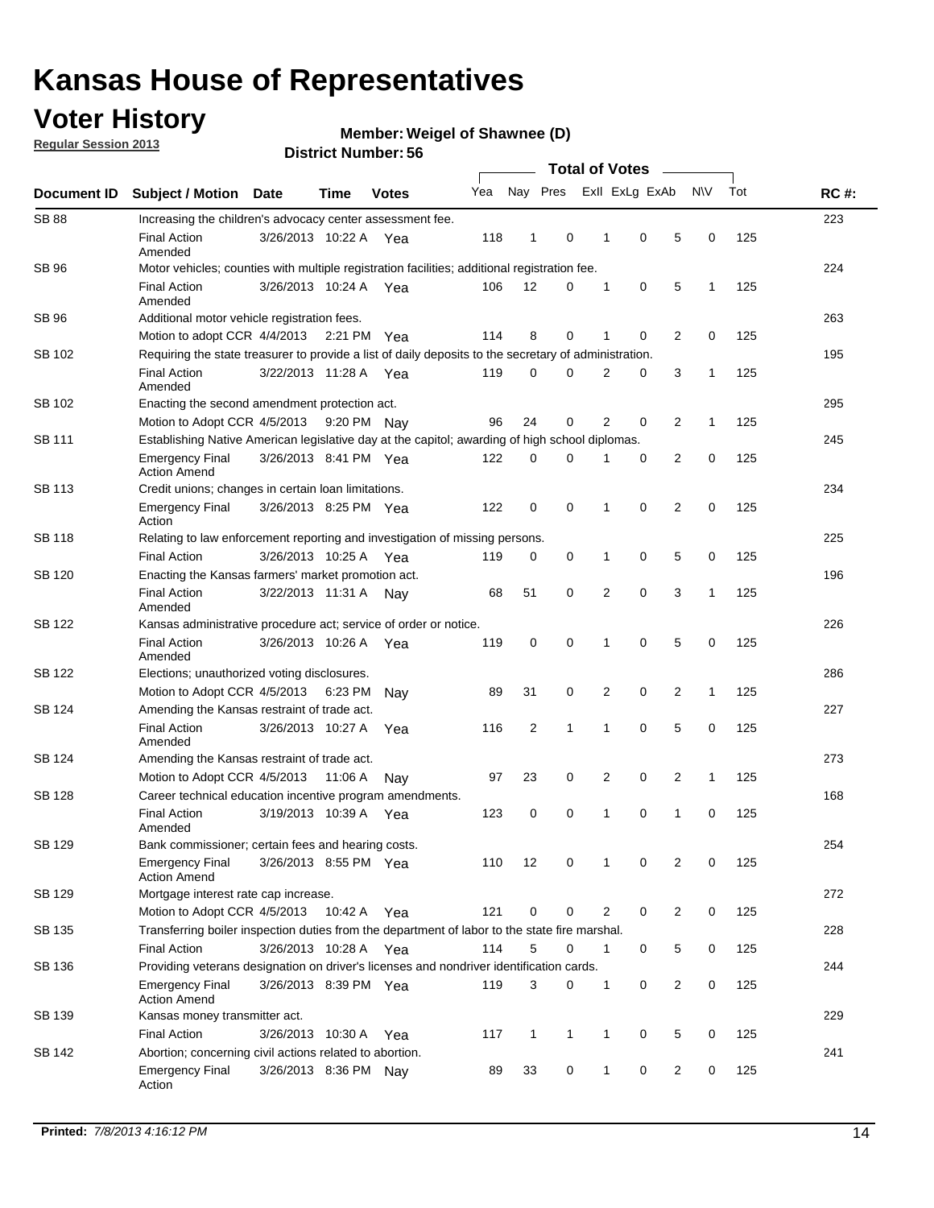# Kansas House of Representatives

## Voter History

**Regular Session 2013**

**Member: Weigel of Shawnee (D)**

**District Number: 56**

| Document ID | Subject / Motion | Date | Time | Votes | Yea | Nay | Pres | ExII | ExLg | ExAb | N\V | Tot | RC #: |
|---|---|---|---|---|---|---|---|---|---|---|---|---|---|
| SB 88 | Increasing the children's advocacy center assessment fee. | | | | | | | | | | | | 223 |
| | Final Action Amended | 3/26/2013 | 10:22 A | Yea | 118 | 1 | 0 | 1 | 0 | 5 | 0 | 125 | |
| SB 96 | Motor vehicles; counties with multiple registration facilities; additional registration fee. | | | | | | | | | | | | 224 |
| | Final Action Amended | 3/26/2013 | 10:24 A | Yea | 106 | 12 | 0 | 1 | 0 | 5 | 1 | 125 | |
| SB 96 | Additional motor vehicle registration fees. | | | | | | | | | | | | 263 |
| | Motion to adopt CCR | 4/4/2013 | 2:21 PM | Yea | 114 | 8 | 0 | 1 | 0 | 2 | 0 | 125 | |
| SB 102 | Requiring the state treasurer to provide a list of daily deposits to the secretary of administration. | | | | | | | | | | | | 195 |
| | Final Action Amended | 3/22/2013 | 11:28 A | Yea | 119 | 0 | 0 | 2 | 0 | 3 | 1 | 125 | |
| SB 102 | Enacting the second amendment protection act. | | | | | | | | | | | | 295 |
| | Motion to Adopt CCR | 4/5/2013 | 9:20 PM | Nay | 96 | 24 | 0 | 2 | 0 | 2 | 1 | 125 | |
| SB 111 | Establishing Native American legislative day at the capitol; awarding of high school diplomas. | | | | | | | | | | | | 245 |
| | Emergency Final Action Amend | 3/26/2013 | 8:41 PM | Yea | 122 | 0 | 0 | 1 | 0 | 2 | 0 | 125 | |
| SB 113 | Credit unions; changes in certain loan limitations. | | | | | | | | | | | | 234 |
| | Emergency Final Action | 3/26/2013 | 8:25 PM | Yea | 122 | 0 | 0 | 1 | 0 | 2 | 0 | 125 | |
| SB 118 | Relating to law enforcement reporting and investigation of missing persons. | | | | | | | | | | | | 225 |
| | Final Action | 3/26/2013 | 10:25 A | Yea | 119 | 0 | 0 | 1 | 0 | 5 | 0 | 125 | |
| SB 120 | Enacting the Kansas farmers' market promotion act. | | | | | | | | | | | | 196 |
| | Final Action Amended | 3/22/2013 | 11:31 A | Nay | 68 | 51 | 0 | 2 | 0 | 3 | 1 | 125 | |
| SB 122 | Kansas administrative procedure act; service of order or notice. | | | | | | | | | | | | 226 |
| | Final Action Amended | 3/26/2013 | 10:26 A | Yea | 119 | 0 | 0 | 1 | 0 | 5 | 0 | 125 | |
| SB 122 | Elections; unauthorized voting disclosures. | | | | | | | | | | | | 286 |
| | Motion to Adopt CCR | 4/5/2013 | 6:23 PM | Nay | 89 | 31 | 0 | 2 | 0 | 2 | 1 | 125 | |
| SB 124 | Amending the Kansas restraint of trade act. | | | | | | | | | | | | 227 |
| | Final Action Amended | 3/26/2013 | 10:27 A | Yea | 116 | 2 | 1 | 1 | 0 | 5 | 0 | 125 | |
| SB 124 | Amending the Kansas restraint of trade act. | | | | | | | | | | | | 273 |
| | Motion to Adopt CCR | 4/5/2013 | 11:06 A | Nay | 97 | 23 | 0 | 2 | 0 | 2 | 1 | 125 | |
| SB 128 | Career technical education incentive program amendments. | | | | | | | | | | | | 168 |
| | Final Action Amended | 3/19/2013 | 10:39 A | Yea | 123 | 0 | 0 | 1 | 0 | 1 | 0 | 125 | |
| SB 129 | Bank commissioner; certain fees and hearing costs. | | | | | | | | | | | | 254 |
| | Emergency Final Action Amend | 3/26/2013 | 8:55 PM | Yea | 110 | 12 | 0 | 1 | 0 | 2 | 0 | 125 | |
| SB 129 | Mortgage interest rate cap increase. | | | | | | | | | | | | 272 |
| | Motion to Adopt CCR | 4/5/2013 | 10:42 A | Yea | 121 | 0 | 0 | 2 | 0 | 2 | 0 | 125 | |
| SB 135 | Transferring boiler inspection duties from the department of labor to the state fire marshal. | | | | | | | | | | | | 228 |
| | Final Action | 3/26/2013 | 10:28 A | Yea | 114 | 5 | 0 | 1 | 0 | 5 | 0 | 125 | |
| SB 136 | Providing veterans designation on driver's licenses and nondriver identification cards. | | | | | | | | | | | | 244 |
| | Emergency Final Action Amend | 3/26/2013 | 8:39 PM | Yea | 119 | 3 | 0 | 1 | 0 | 2 | 0 | 125 | |
| SB 139 | Kansas money transmitter act. | | | | | | | | | | | | 229 |
| | Final Action | 3/26/2013 | 10:30 A | Yea | 117 | 1 | 1 | 1 | 0 | 5 | 0 | 125 | |
| SB 142 | Abortion; concerning civil actions related to abortion. | | | | | | | | | | | | 241 |
| | Emergency Final Action | 3/26/2013 | 8:36 PM | Nay | 89 | 33 | 0 | 1 | 0 | 2 | 0 | 125 | |

**Printed:** *7/8/2013 4:16:12 PM*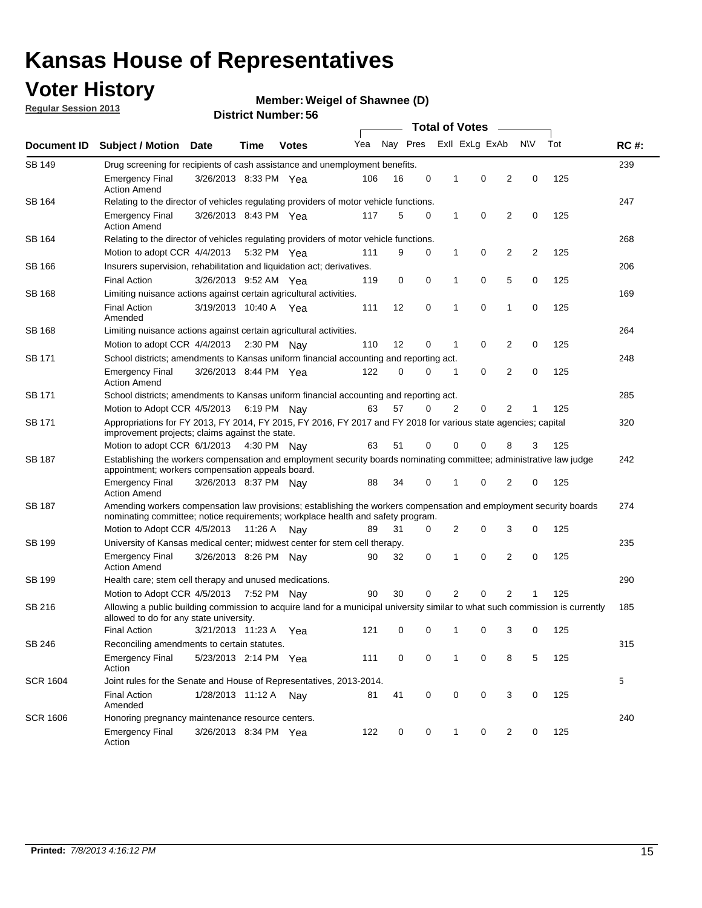# Kansas House of Representatives

## Voter History

**Regular Session 2013**

**Member: Weigel of Shawnee (D)**

**District Number: 56**

| Document ID | Subject / Motion | Date | Time | Votes | Yea | Nay | Pres | ExII | ExLg | ExAb | N\V | Tot | RC #: |
|---|---|---|---|---|---|---|---|---|---|---|---|---|---|
| SB 149 | Drug screening for recipients of cash assistance and unemployment benefits. | | | | | | | | | | | | 239 |
| | Emergency Final Action Amend | 3/26/2013 | 8:33 PM | Yea | 106 | 16 | 0 | 1 | 0 | 2 | 0 | 125 | |
| SB 164 | Relating to the director of vehicles regulating providers of motor vehicle functions. | | | | | | | | | | | | 247 |
| | Emergency Final Action Amend | 3/26/2013 | 8:43 PM | Yea | 117 | 5 | 0 | 1 | 0 | 2 | 0 | 125 | |
| SB 164 | Relating to the director of vehicles regulating providers of motor vehicle functions. | | | | | | | | | | | | 268 |
| | Motion to adopt CCR | 4/4/2013 | 5:32 PM | Yea | 111 | 9 | 0 | 1 | 0 | 2 | 2 | 125 | |
| SB 166 | Insurers supervision, rehabilitation and liquidation act; derivatives. | | | | | | | | | | | | 206 |
| | Final Action | 3/26/2013 | 9:52 AM | Yea | 119 | 0 | 0 | 1 | 0 | 5 | 0 | 125 | |
| SB 168 | Limiting nuisance actions against certain agricultural activities. | | | | | | | | | | | | 169 |
| | Final Action Amended | 3/19/2013 | 10:40 A | Yea | 111 | 12 | 0 | 1 | 0 | 1 | 0 | 125 | |
| SB 168 | Limiting nuisance actions against certain agricultural activities. | | | | | | | | | | | | 264 |
| | Motion to adopt CCR | 4/4/2013 | 2:30 PM | Nay | 110 | 12 | 0 | 1 | 0 | 2 | 0 | 125 | |
| SB 171 | School districts; amendments to Kansas uniform financial accounting and reporting act. | | | | | | | | | | | | 248 |
| | Emergency Final Action Amend | 3/26/2013 | 8:44 PM | Yea | 122 | 0 | 0 | 1 | 0 | 2 | 0 | 125 | |
| SB 171 | School districts; amendments to Kansas uniform financial accounting and reporting act. | | | | | | | | | | | | 285 |
| | Motion to Adopt CCR | 4/5/2013 | 6:19 PM | Nay | 63 | 57 | 0 | 2 | 0 | 2 | 1 | 125 | |
| SB 171 | Appropriations for FY 2013, FY 2014, FY 2015, FY 2016, FY 2017 and FY 2018 for various state agencies; capital improvement projects; claims against the state. | | | | | | | | | | | | 320 |
| | Motion to adopt CCR | 6/1/2013 | 4:30 PM | Nay | 63 | 51 | 0 | 0 | 0 | 8 | 3 | 125 | |
| SB 187 | Establishing the workers compensation and employment security boards nominating committee; administrative law judge appointment; workers compensation appeals board. | | | | | | | | | | | | 242 |
| | Emergency Final Action Amend | 3/26/2013 | 8:37 PM | Nay | 88 | 34 | 0 | 1 | 0 | 2 | 0 | 125 | |
| SB 187 | Amending workers compensation law provisions; establishing the workers compensation and employment security boards nominating committee; notice requirements; workplace health and safety program. | | | | | | | | | | | | 274 |
| | Motion to Adopt CCR | 4/5/2013 | 11:26 A | Nay | 89 | 31 | 0 | 2 | 0 | 3 | 0 | 125 | |
| SB 199 | University of Kansas medical center; midwest center for stem cell therapy. | | | | | | | | | | | | 235 |
| | Emergency Final Action Amend | 3/26/2013 | 8:26 PM | Nay | 90 | 32 | 0 | 1 | 0 | 2 | 0 | 125 | |
| SB 199 | Health care; stem cell therapy and unused medications. | | | | | | | | | | | | 290 |
| | Motion to Adopt CCR | 4/5/2013 | 7:52 PM | Nay | 90 | 30 | 0 | 2 | 0 | 2 | 1 | 125 | |
| SB 216 | Allowing a public building commission to acquire land for a municipal university similar to what such commission is currently allowed to do for any state university. | | | | | | | | | | | | 185 |
| | Final Action | 3/21/2013 | 11:23 A | Yea | 121 | 0 | 0 | 1 | 0 | 3 | 0 | 125 | |
| SB 246 | Reconciling amendments to certain statutes. | | | | | | | | | | | | 315 |
| | Emergency Final Action | 5/23/2013 | 2:14 PM | Yea | 111 | 0 | 0 | 1 | 0 | 8 | 5 | 125 | |
| SCR 1604 | Joint rules for the Senate and House of Representatives, 2013-2014. | | | | | | | | | | | | 5 |
| | Final Action Amended | 1/28/2013 | 11:12 A | Nay | 81 | 41 | 0 | 0 | 0 | 3 | 0 | 125 | |
| SCR 1606 | Honoring pregnancy maintenance resource centers. | | | | | | | | | | | | 240 |
| | Emergency Final Action | 3/26/2013 | 8:34 PM | Yea | 122 | 0 | 0 | 1 | 0 | 2 | 0 | 125 | |

**Printed:** *7/8/2013 4:16:12 PM*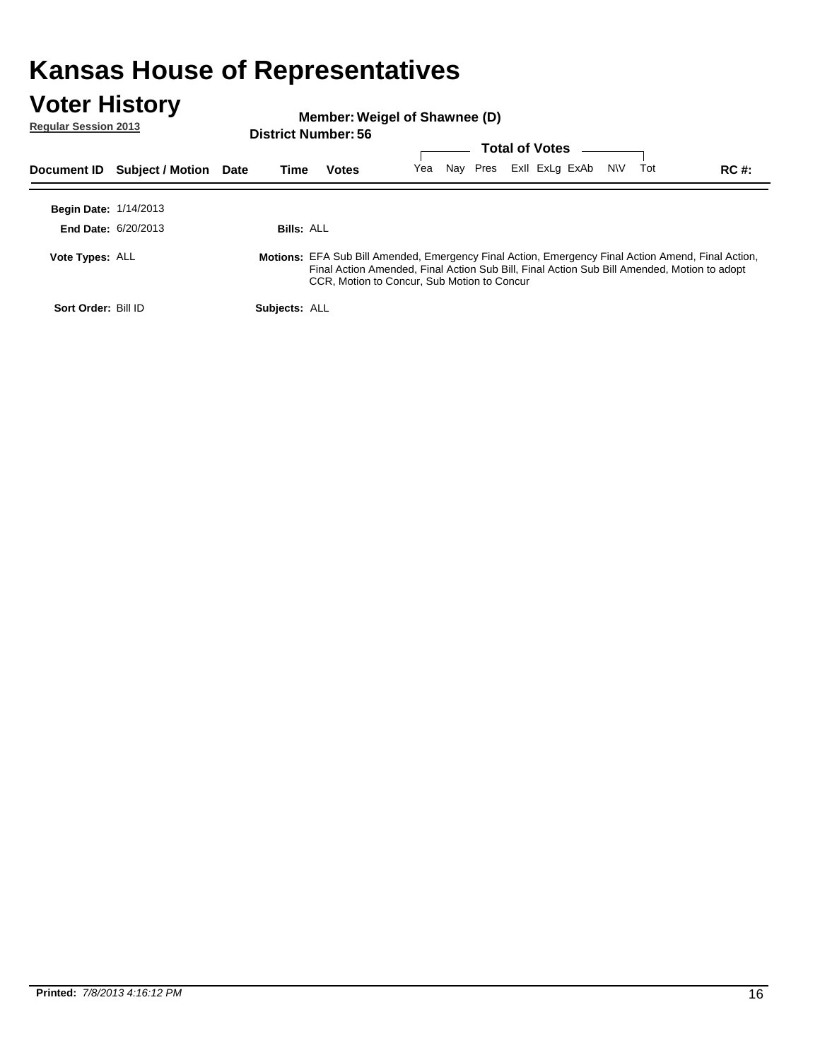# Kansas House of Representatives

## Voter History

**Regular Session 2013**

**Member: Weigel of Shawnee (D)**

**District Number: 56**

| Document ID | Subject / Motion | Date | Time | Votes | Yea | Nay | Pres | ExII | ExLg | ExAb | N\V | Tot | RC #: |
|---|---|---|---|---|---|---|---|---|---|---|---|---|---|

**Begin Date:** 1/14/2013

**End Date:** 6/20/2013

**Bills:** ALL

**Vote Types:** ALL

**Motions:** EFA Sub Bill Amended, Emergency Final Action, Emergency Final Action Amend, Final Action, Final Action Amended, Final Action Sub Bill, Final Action Sub Bill Amended, Motion to adopt CCR, Motion to Concur, Sub Motion to Concur

**Sort Order:** Bill ID

**Subjects:** ALL

**Printed:** *7/8/2013 4:16:12 PM*